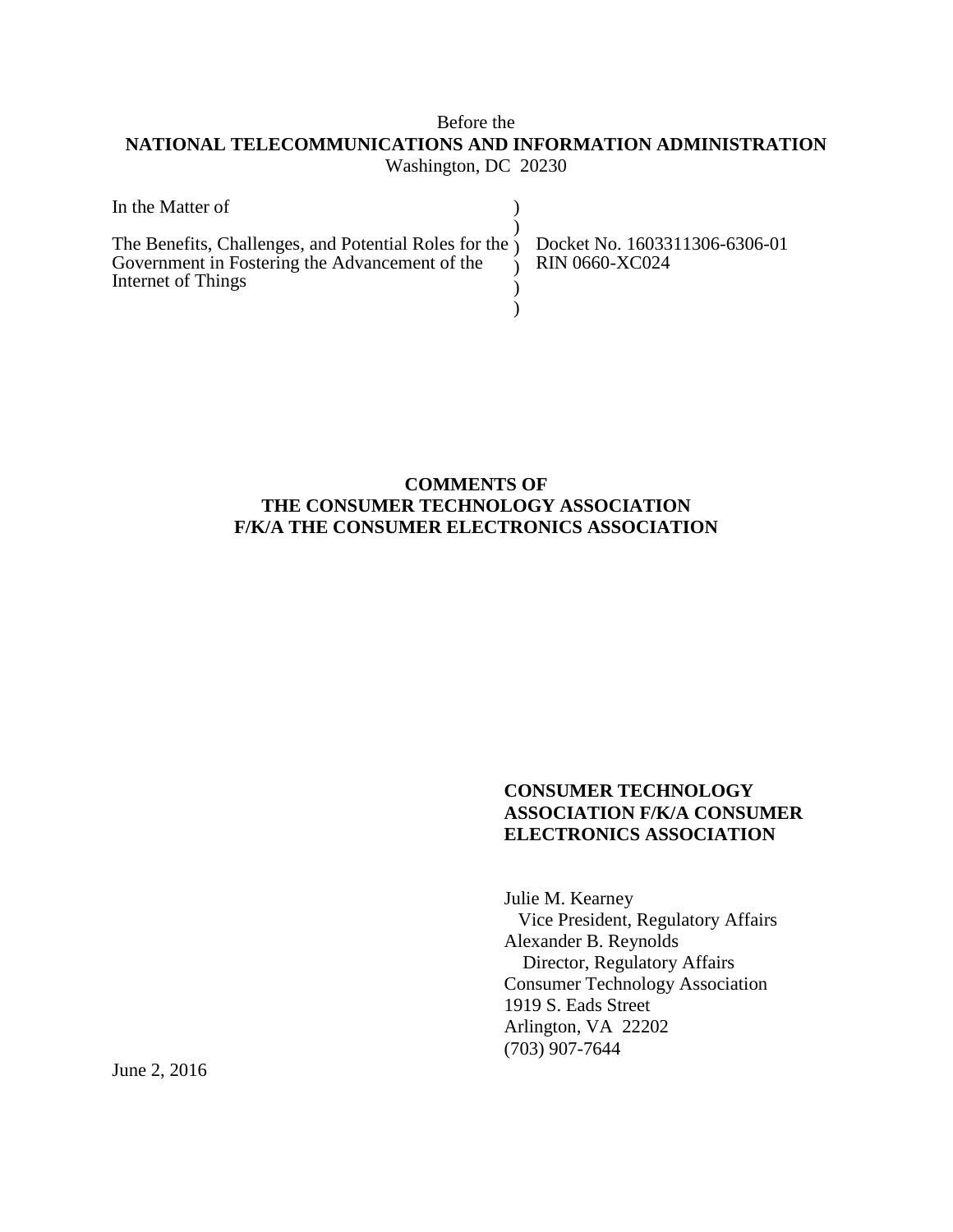Before the

**NATIONAL TELECOMMUNICATIONS AND INFORMATION ADMINISTRATION**

Washington, DC 20230

| | | |
|---|---|---|
| In the Matter of | ) | |
| | ) | |
| The Benefits, Challenges, and Potential Roles for the Government in Fostering the Advancement of the Internet of Things | ) | Docket No. 1603311306-6306-01 |
| | ) | RIN 0660-XC024 |
| | ) | |
| | ) | |

**COMMENTS OF**
**THE CONSUMER TECHNOLOGY ASSOCIATION**
**F/K/A THE CONSUMER ELECTRONICS ASSOCIATION**

**CONSUMER TECHNOLOGY ASSOCIATION F/K/A CONSUMER ELECTRONICS ASSOCIATION**

Julie M. Kearney
Vice President, Regulatory Affairs
Alexander B. Reynolds
Director, Regulatory Affairs
Consumer Technology Association
1919 S. Eads Street
Arlington, VA 22202
(703) 907-7644

June 2, 2016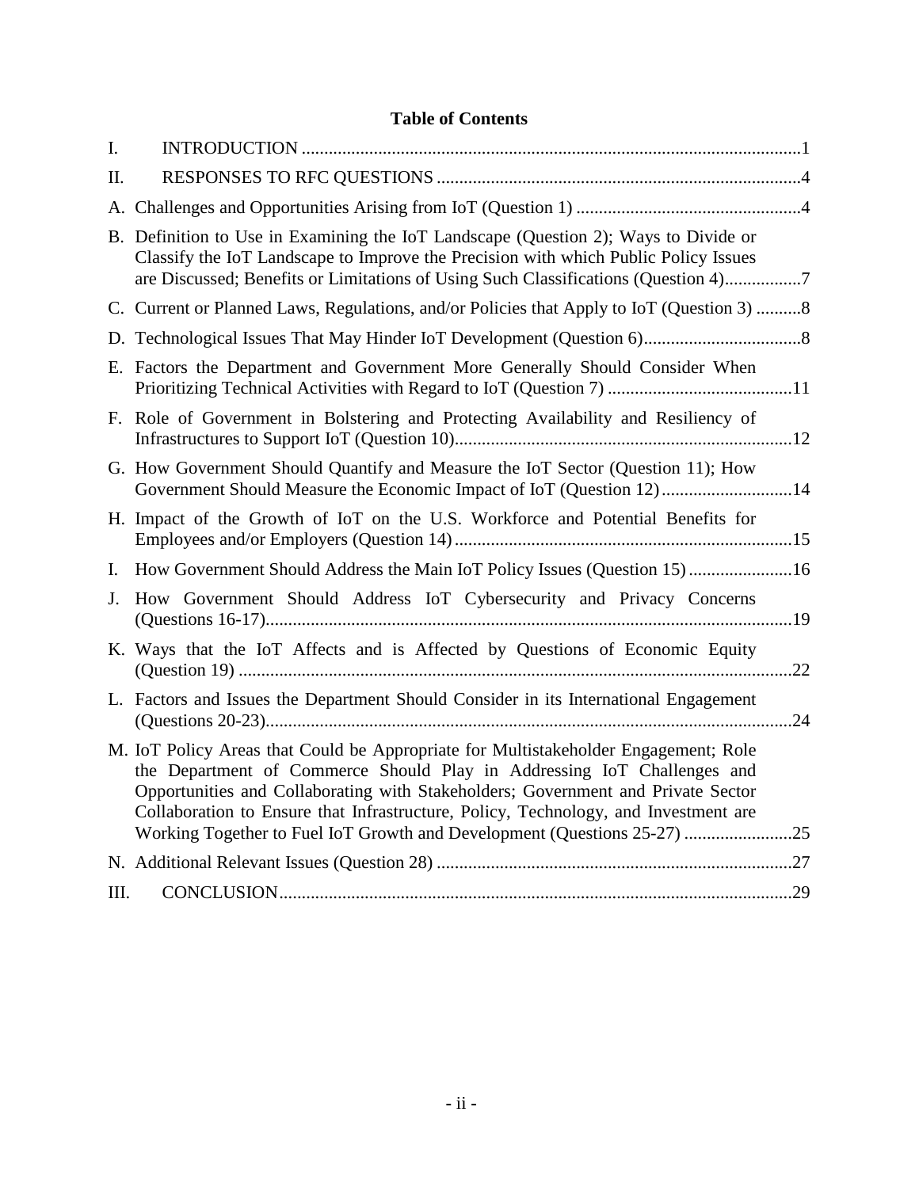**Table of Contents**

I. INTRODUCTION ...............................................................................................................1

II. RESPONSES TO RFC QUESTIONS .................................................................................4

A. Challenges and Opportunities Arising from IoT (Question 1) ..................................................4

B. Definition to Use in Examining the IoT Landscape (Question 2); Ways to Divide or Classify the IoT Landscape to Improve the Precision with which Public Policy Issues are Discussed; Benefits or Limitations of Using Such Classifications (Question 4).................7

C. Current or Planned Laws, Regulations, and/or Policies that Apply to IoT (Question 3) ..........8

D. Technological Issues That May Hinder IoT Development (Question 6)...................................8

E. Factors the Department and Government More Generally Should Consider When Prioritizing Technical Activities with Regard to IoT (Question 7) .........................................11

F. Role of Government in Bolstering and Protecting Availability and Resiliency of Infrastructures to Support IoT (Question 10)...........................................................................12

G. How Government Should Quantify and Measure the IoT Sector (Question 11); How Government Should Measure the Economic Impact of IoT (Question 12).............................14

H. Impact of the Growth of IoT on the U.S. Workforce and Potential Benefits for Employees and/or Employers (Question 14)...........................................................................15

I. How Government Should Address the Main IoT Policy Issues (Question 15).......................16

J. How Government Should Address IoT Cybersecurity and Privacy Concerns (Questions 16-17).....................................................................................................................19

K. Ways that the IoT Affects and is Affected by Questions of Economic Equity (Question 19) ...........................................................................................................................22

L. Factors and Issues the Department Should Consider in its International Engagement (Questions 20-23).....................................................................................................................24

M. IoT Policy Areas that Could be Appropriate for Multistakeholder Engagement; Role the Department of Commerce Should Play in Addressing IoT Challenges and Opportunities and Collaborating with Stakeholders; Government and Private Sector Collaboration to Ensure that Infrastructure, Policy, Technology, and Investment are Working Together to Fuel IoT Growth and Development (Questions 25-27) ........................25

N. Additional Relevant Issues (Question 28) ...............................................................................27

III. CONCLUSION..................................................................................................................29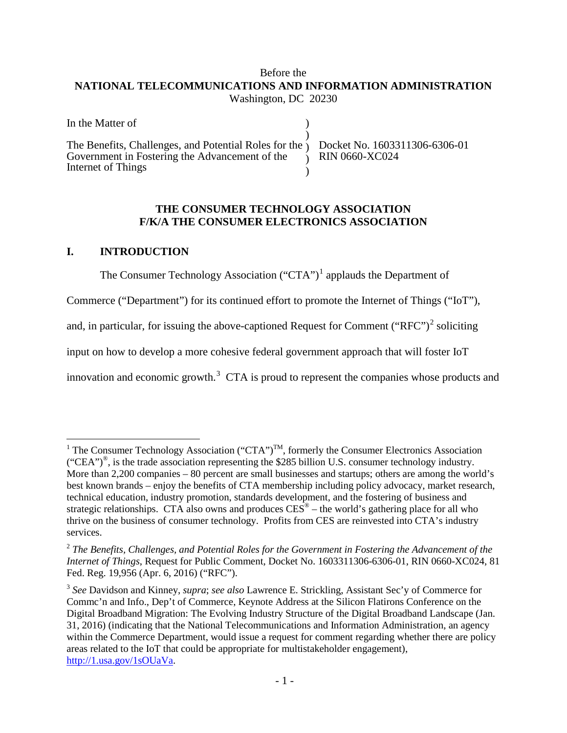Before the
**NATIONAL TELECOMMUNICATIONS AND INFORMATION ADMINISTRATION**
Washington, DC 20230

| | | |
|---|---|---|
| In the Matter of | ) | |
| | ) | |
| The Benefits, Challenges, and Potential Roles for the Government in Fostering the Advancement of the Internet of Things | ) | Docket No. 1603311306-6306-01 RIN 0660-XC024 |
| | ) | |

**THE CONSUMER TECHNOLOGY ASSOCIATION**
**F/K/A THE CONSUMER ELECTRONICS ASSOCIATION**

## I. INTRODUCTION

The Consumer Technology Association ("CTA")[1] applauds the Department of Commerce ("Department") for its continued effort to promote the Internet of Things ("IoT"), and, in particular, for issuing the above-captioned Request for Comment ("RFC")[2] soliciting input on how to develop a more cohesive federal government approach that will foster IoT innovation and economic growth.[3] CTA is proud to represent the companies whose products and

---

[1] The Consumer Technology Association ("CTA")™, formerly the Consumer Electronics Association ("CEA")®, is the trade association representing the $285 billion U.S. consumer technology industry. More than 2,200 companies – 80 percent are small businesses and startups; others are among the world's best known brands – enjoy the benefits of CTA membership including policy advocacy, market research, technical education, industry promotion, standards development, and the fostering of business and strategic relationships. CTA also owns and produces CES® – the world's gathering place for all who thrive on the business of consumer technology. Profits from CES are reinvested into CTA's industry services.

[2] *The Benefits, Challenges, and Potential Roles for the Government in Fostering the Advancement of the Internet of Things*, Request for Public Comment, Docket No. 1603311306-6306-01, RIN 0660-XC024, 81 Fed. Reg. 19,956 (Apr. 6, 2016) ("RFC").

[3] *See* Davidson and Kinney, *supra*; *see also* Lawrence E. Strickling, Assistant Sec'y of Commerce for Commc'n and Info., Dep't of Commerce, Keynote Address at the Silicon Flatirons Conference on the Digital Broadband Migration: The Evolving Industry Structure of the Digital Broadband Landscape (Jan. 31, 2016) (indicating that the National Telecommunications and Information Administration, an agency within the Commerce Department, would issue a request for comment regarding whether there are policy areas related to the IoT that could be appropriate for multistakeholder engagement), http://1.usa.gov/1sOUaVa.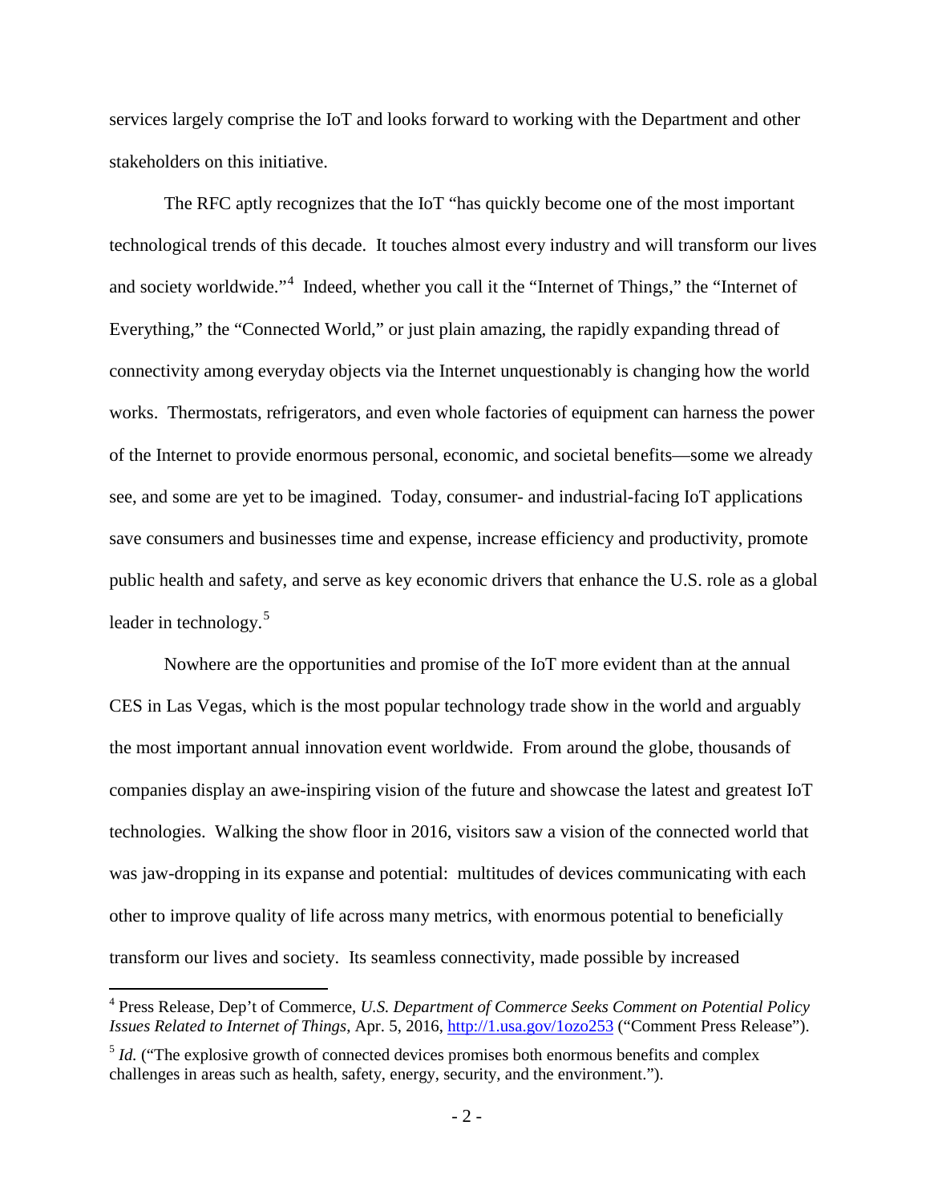services largely comprise the IoT and looks forward to working with the Department and other stakeholders on this initiative.

The RFC aptly recognizes that the IoT "has quickly become one of the most important technological trends of this decade. It touches almost every industry and will transform our lives and society worldwide."[4] Indeed, whether you call it the "Internet of Things," the "Internet of Everything," the "Connected World," or just plain amazing, the rapidly expanding thread of connectivity among everyday objects via the Internet unquestionably is changing how the world works. Thermostats, refrigerators, and even whole factories of equipment can harness the power of the Internet to provide enormous personal, economic, and societal benefits—some we already see, and some are yet to be imagined. Today, consumer- and industrial-facing IoT applications save consumers and businesses time and expense, increase efficiency and productivity, promote public health and safety, and serve as key economic drivers that enhance the U.S. role as a global leader in technology.[5]

Nowhere are the opportunities and promise of the IoT more evident than at the annual CES in Las Vegas, which is the most popular technology trade show in the world and arguably the most important annual innovation event worldwide. From around the globe, thousands of companies display an awe-inspiring vision of the future and showcase the latest and greatest IoT technologies. Walking the show floor in 2016, visitors saw a vision of the connected world that was jaw-dropping in its expanse and potential: multitudes of devices communicating with each other to improve quality of life across many metrics, with enormous potential to beneficially transform our lives and society. Its seamless connectivity, made possible by increased

---

[4] Press Release, Dep't of Commerce, *U.S. Department of Commerce Seeks Comment on Potential Policy Issues Related to Internet of Things*, Apr. 5, 2016, http://1.usa.gov/1ozo253 ("Comment Press Release").

[5] *Id.* ("The explosive growth of connected devices promises both enormous benefits and complex challenges in areas such as health, safety, energy, security, and the environment.").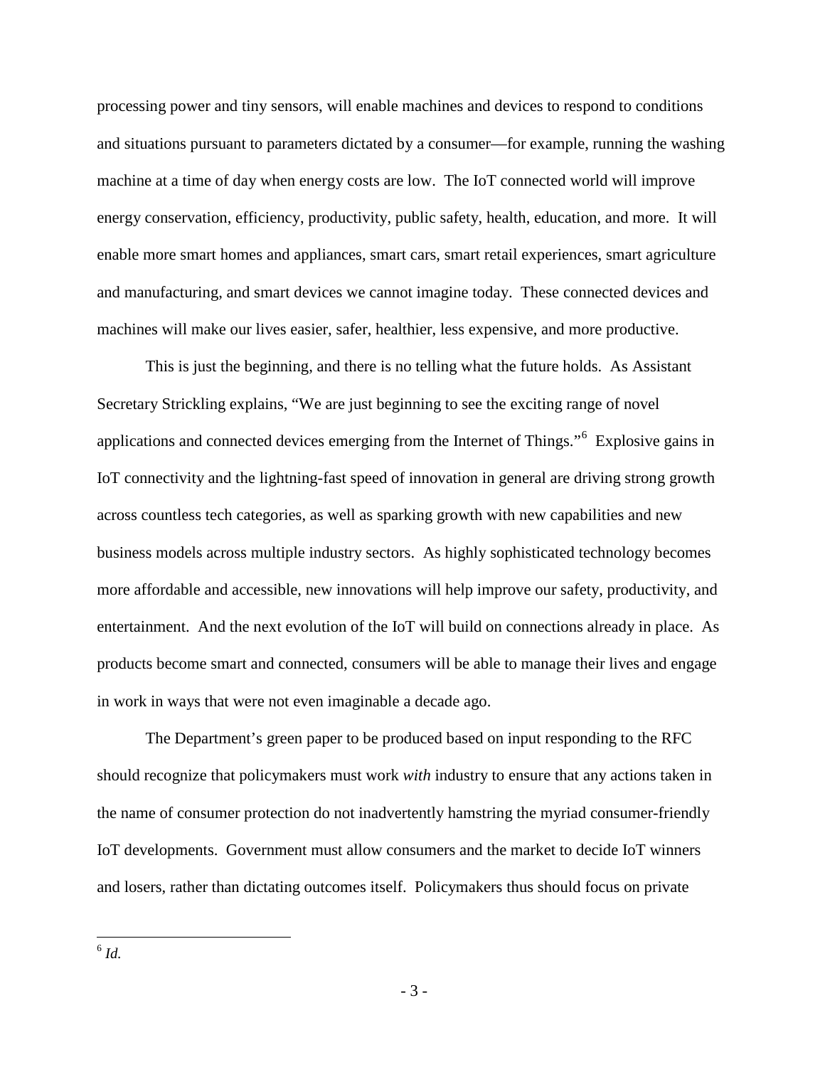processing power and tiny sensors, will enable machines and devices to respond to conditions and situations pursuant to parameters dictated by a consumer—for example, running the washing machine at a time of day when energy costs are low. The IoT connected world will improve energy conservation, efficiency, productivity, public safety, health, education, and more. It will enable more smart homes and appliances, smart cars, smart retail experiences, smart agriculture and manufacturing, and smart devices we cannot imagine today. These connected devices and machines will make our lives easier, safer, healthier, less expensive, and more productive.

This is just the beginning, and there is no telling what the future holds. As Assistant Secretary Strickling explains, "We are just beginning to see the exciting range of novel applications and connected devices emerging from the Internet of Things."[6] Explosive gains in IoT connectivity and the lightning-fast speed of innovation in general are driving strong growth across countless tech categories, as well as sparking growth with new capabilities and new business models across multiple industry sectors. As highly sophisticated technology becomes more affordable and accessible, new innovations will help improve our safety, productivity, and entertainment. And the next evolution of the IoT will build on connections already in place. As products become smart and connected, consumers will be able to manage their lives and engage in work in ways that were not even imaginable a decade ago.

The Department's green paper to be produced based on input responding to the RFC should recognize that policymakers must work *with* industry to ensure that any actions taken in the name of consumer protection do not inadvertently hamstring the myriad consumer-friendly IoT developments. Government must allow consumers and the market to decide IoT winners and losers, rather than dictating outcomes itself. Policymakers thus should focus on private

---

[6] *Id.*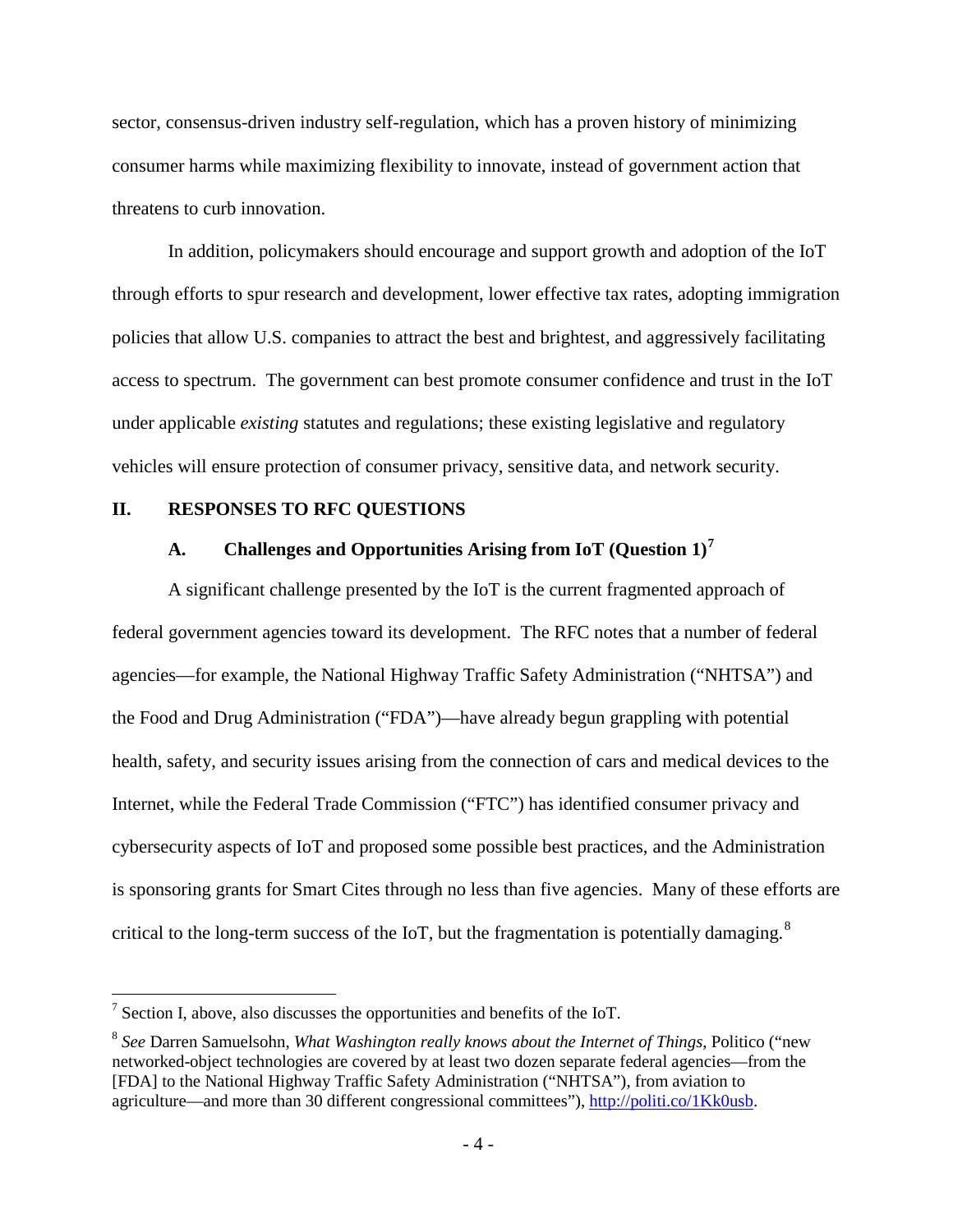sector, consensus-driven industry self-regulation, which has a proven history of minimizing consumer harms while maximizing flexibility to innovate, instead of government action that threatens to curb innovation.

In addition, policymakers should encourage and support growth and adoption of the IoT through efforts to spur research and development, lower effective tax rates, adopting immigration policies that allow U.S. companies to attract the best and brightest, and aggressively facilitating access to spectrum. The government can best promote consumer confidence and trust in the IoT under applicable *existing* statutes and regulations; these existing legislative and regulatory vehicles will ensure protection of consumer privacy, sensitive data, and network security.

## II. RESPONSES TO RFC QUESTIONS

### A. Challenges and Opportunities Arising from IoT (Question 1)[7]

A significant challenge presented by the IoT is the current fragmented approach of federal government agencies toward its development. The RFC notes that a number of federal agencies—for example, the National Highway Traffic Safety Administration ("NHTSA") and the Food and Drug Administration ("FDA")—have already begun grappling with potential health, safety, and security issues arising from the connection of cars and medical devices to the Internet, while the Federal Trade Commission ("FTC") has identified consumer privacy and cybersecurity aspects of IoT and proposed some possible best practices, and the Administration is sponsoring grants for Smart Cites through no less than five agencies. Many of these efforts are critical to the long-term success of the IoT, but the fragmentation is potentially damaging.[8]

---

[7] Section I, above, also discusses the opportunities and benefits of the IoT.

[8] *See* Darren Samuelsohn, *What Washington really knows about the Internet of Things*, Politico ("new networked-object technologies are covered by at least two dozen separate federal agencies—from the [FDA] to the National Highway Traffic Safety Administration ("NHTSA"), from aviation to agriculture—and more than 30 different congressional committees"), http://politi.co/1Kk0usb.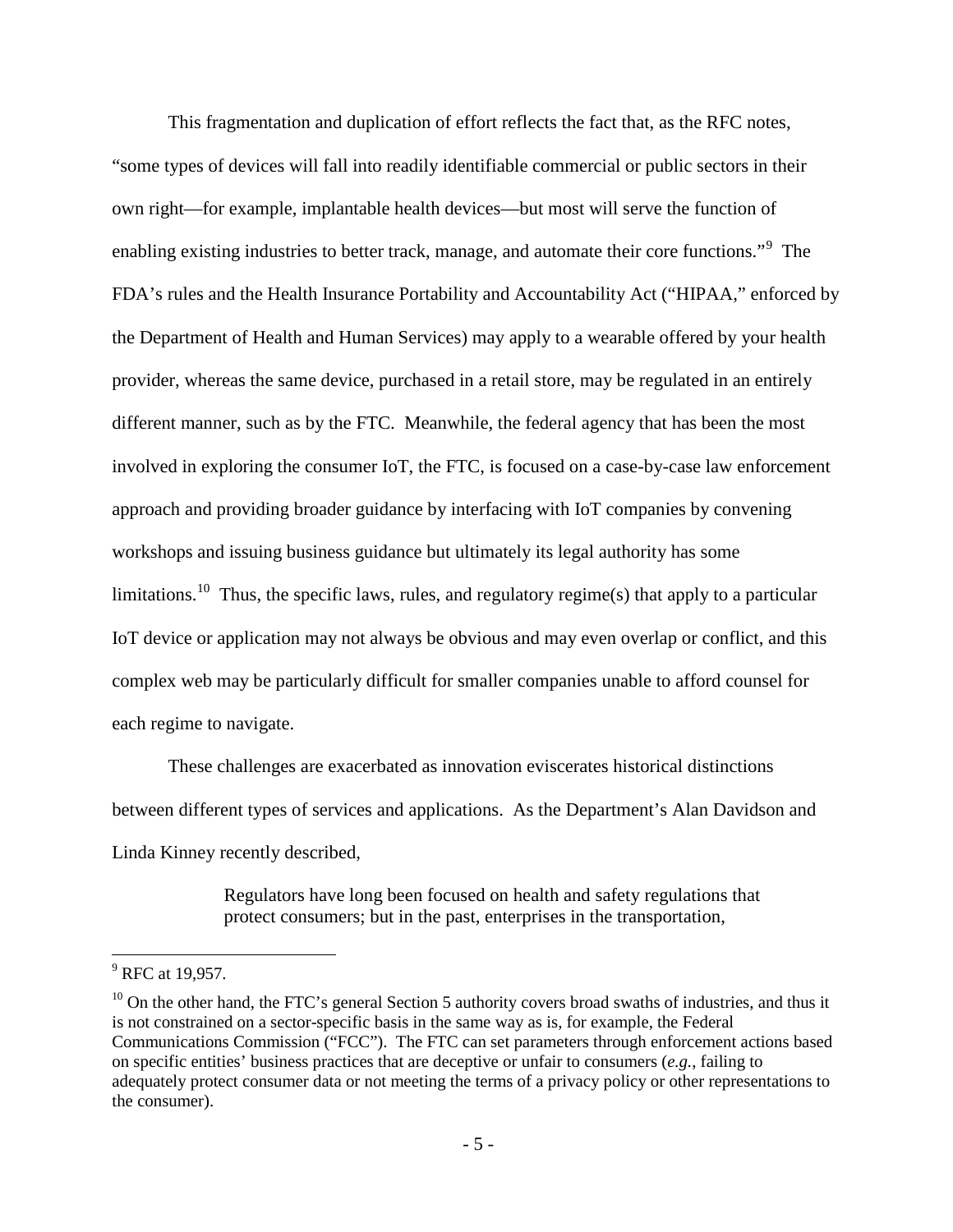This fragmentation and duplication of effort reflects the fact that, as the RFC notes, "some types of devices will fall into readily identifiable commercial or public sectors in their own right—for example, implantable health devices—but most will serve the function of enabling existing industries to better track, manage, and automate their core functions."[9] The FDA's rules and the Health Insurance Portability and Accountability Act ("HIPAA," enforced by the Department of Health and Human Services) may apply to a wearable offered by your health provider, whereas the same device, purchased in a retail store, may be regulated in an entirely different manner, such as by the FTC. Meanwhile, the federal agency that has been the most involved in exploring the consumer IoT, the FTC, is focused on a case-by-case law enforcement approach and providing broader guidance by interfacing with IoT companies by convening workshops and issuing business guidance but ultimately its legal authority has some limitations.[10] Thus, the specific laws, rules, and regulatory regime(s) that apply to a particular IoT device or application may not always be obvious and may even overlap or conflict, and this complex web may be particularly difficult for smaller companies unable to afford counsel for each regime to navigate.

These challenges are exacerbated as innovation eviscerates historical distinctions between different types of services and applications. As the Department's Alan Davidson and Linda Kinney recently described,

> Regulators have long been focused on health and safety regulations that protect consumers; but in the past, enterprises in the transportation,

[9] RFC at 19,957.

[10] On the other hand, the FTC's general Section 5 authority covers broad swaths of industries, and thus it is not constrained on a sector-specific basis in the same way as is, for example, the Federal Communications Commission ("FCC"). The FTC can set parameters through enforcement actions based on specific entities' business practices that are deceptive or unfair to consumers (*e.g.*, failing to adequately protect consumer data or not meeting the terms of a privacy policy or other representations to the consumer).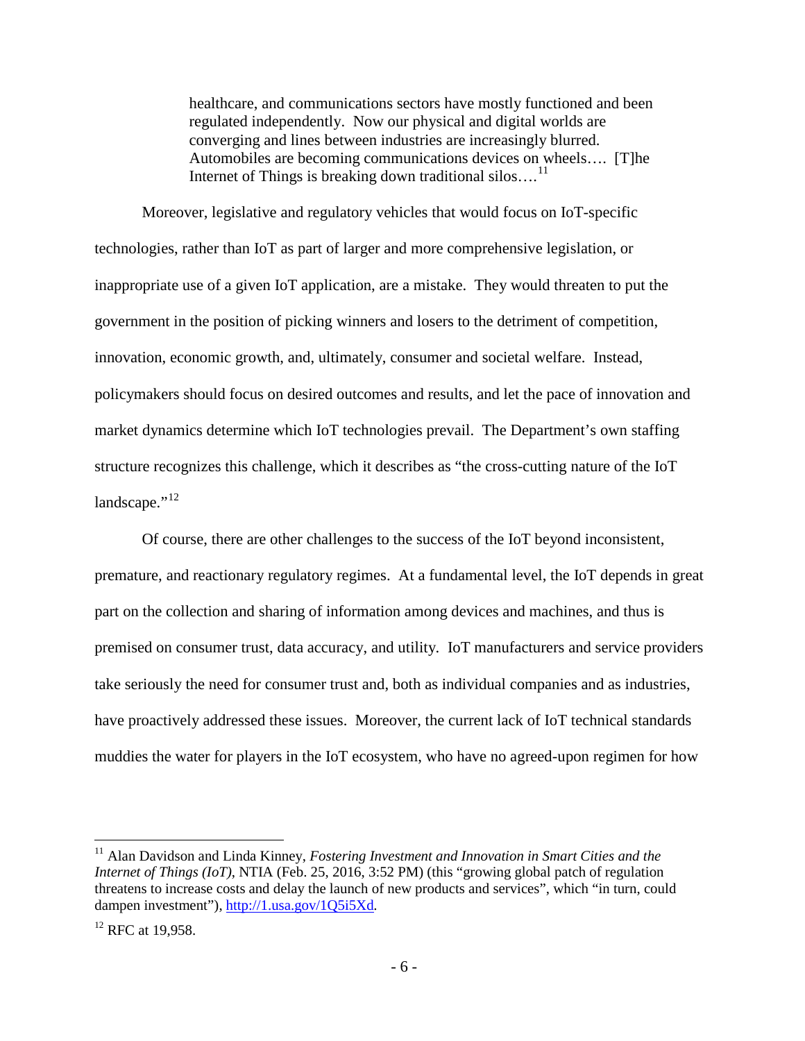> healthcare, and communications sectors have mostly functioned and been regulated independently. Now our physical and digital worlds are converging and lines between industries are increasingly blurred. Automobiles are becoming communications devices on wheels…. [T]he Internet of Things is breaking down traditional silos….[11]

Moreover, legislative and regulatory vehicles that would focus on IoT-specific technologies, rather than IoT as part of larger and more comprehensive legislation, or inappropriate use of a given IoT application, are a mistake. They would threaten to put the government in the position of picking winners and losers to the detriment of competition, innovation, economic growth, and, ultimately, consumer and societal welfare. Instead, policymakers should focus on desired outcomes and results, and let the pace of innovation and market dynamics determine which IoT technologies prevail. The Department's own staffing structure recognizes this challenge, which it describes as "the cross-cutting nature of the IoT landscape."[12]

Of course, there are other challenges to the success of the IoT beyond inconsistent, premature, and reactionary regulatory regimes. At a fundamental level, the IoT depends in great part on the collection and sharing of information among devices and machines, and thus is premised on consumer trust, data accuracy, and utility. IoT manufacturers and service providers take seriously the need for consumer trust and, both as individual companies and as industries, have proactively addressed these issues. Moreover, the current lack of IoT technical standards muddies the water for players in the IoT ecosystem, who have no agreed-upon regimen for how

---

[11] Alan Davidson and Linda Kinney, *Fostering Investment and Innovation in Smart Cities and the Internet of Things (IoT)*, NTIA (Feb. 25, 2016, 3:52 PM) (this "growing global patch of regulation threatens to increase costs and delay the launch of new products and services", which "in turn, could dampen investment"), http://1.usa.gov/1Q5i5Xd.

[12] RFC at 19,958.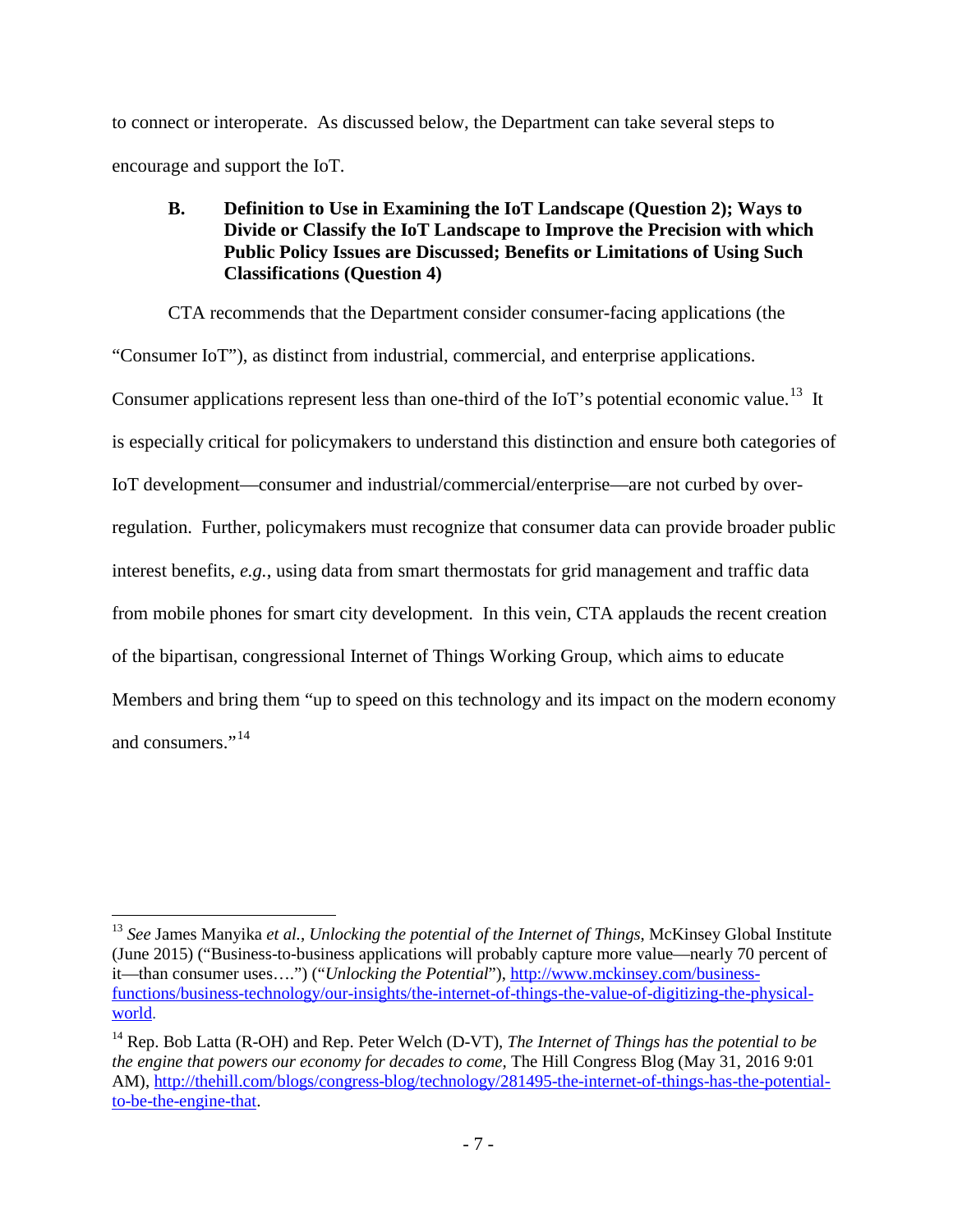to connect or interoperate. As discussed below, the Department can take several steps to encourage and support the IoT.

### B. Definition to Use in Examining the IoT Landscape (Question 2); Ways to Divide or Classify the IoT Landscape to Improve the Precision with which Public Policy Issues are Discussed; Benefits or Limitations of Using Such Classifications (Question 4)

CTA recommends that the Department consider consumer-facing applications (the "Consumer IoT"), as distinct from industrial, commercial, and enterprise applications. Consumer applications represent less than one-third of the IoT's potential economic value.[13] It is especially critical for policymakers to understand this distinction and ensure both categories of IoT development—consumer and industrial/commercial/enterprise—are not curbed by over-regulation. Further, policymakers must recognize that consumer data can provide broader public interest benefits, *e.g.*, using data from smart thermostats for grid management and traffic data from mobile phones for smart city development. In this vein, CTA applauds the recent creation of the bipartisan, congressional Internet of Things Working Group, which aims to educate Members and bring them "up to speed on this technology and its impact on the modern economy and consumers."[14]

---

[13] *See* James Manyika *et al.*, *Unlocking the potential of the Internet of Things*, McKinsey Global Institute (June 2015) ("Business-to-business applications will probably capture more value—nearly 70 percent of it—than consumer uses….") ("*Unlocking the Potential*"), http://www.mckinsey.com/business-functions/business-technology/our-insights/the-internet-of-things-the-value-of-digitizing-the-physical-world.

[14] Rep. Bob Latta (R-OH) and Rep. Peter Welch (D-VT), *The Internet of Things has the potential to be the engine that powers our economy for decades to come*, The Hill Congress Blog (May 31, 2016 9:01 AM), http://thehill.com/blogs/congress-blog/technology/281495-the-internet-of-things-has-the-potential-to-be-the-engine-that.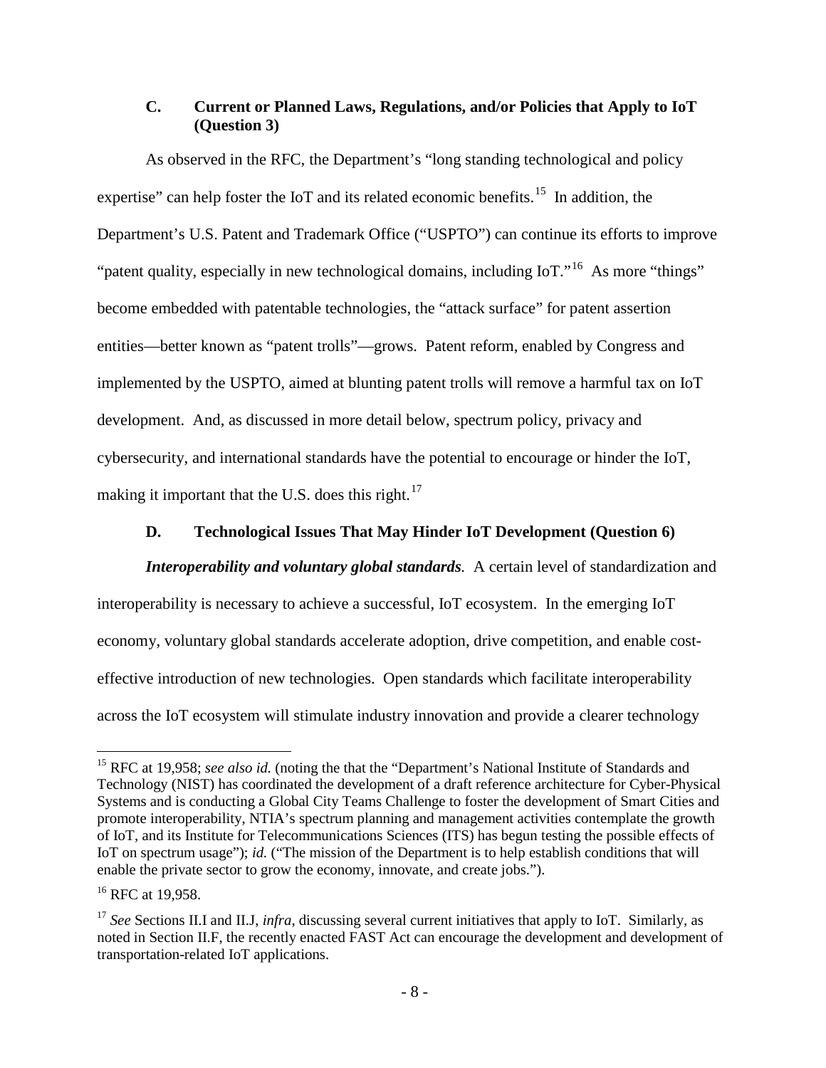### C. Current or Planned Laws, Regulations, and/or Policies that Apply to IoT (Question 3)

As observed in the RFC, the Department's "long standing technological and policy expertise" can help foster the IoT and its related economic benefits.[15] In addition, the Department's U.S. Patent and Trademark Office ("USPTO") can continue its efforts to improve "patent quality, especially in new technological domains, including IoT."[16] As more "things" become embedded with patentable technologies, the "attack surface" for patent assertion entities—better known as "patent trolls"—grows. Patent reform, enabled by Congress and implemented by the USPTO, aimed at blunting patent trolls will remove a harmful tax on IoT development. And, as discussed in more detail below, spectrum policy, privacy and cybersecurity, and international standards have the potential to encourage or hinder the IoT, making it important that the U.S. does this right.[17]

### D. Technological Issues That May Hinder IoT Development (Question 6)

***Interoperability and voluntary global standards.*** A certain level of standardization and interoperability is necessary to achieve a successful, IoT ecosystem. In the emerging IoT economy, voluntary global standards accelerate adoption, drive competition, and enable cost-effective introduction of new technologies. Open standards which facilitate interoperability across the IoT ecosystem will stimulate industry innovation and provide a clearer technology

---

[15] RFC at 19,958; *see also id.* (noting the that the "Department's National Institute of Standards and Technology (NIST) has coordinated the development of a draft reference architecture for Cyber-Physical Systems and is conducting a Global City Teams Challenge to foster the development of Smart Cities and promote interoperability, NTIA's spectrum planning and management activities contemplate the growth of IoT, and its Institute for Telecommunications Sciences (ITS) has begun testing the possible effects of IoT on spectrum usage"); *id.* ("The mission of the Department is to help establish conditions that will enable the private sector to grow the economy, innovate, and create jobs.").

[16] RFC at 19,958.

[17] *See* Sections II.I and II.J, *infra*, discussing several current initiatives that apply to IoT. Similarly, as noted in Section II.F, the recently enacted FAST Act can encourage the development and development of transportation-related IoT applications.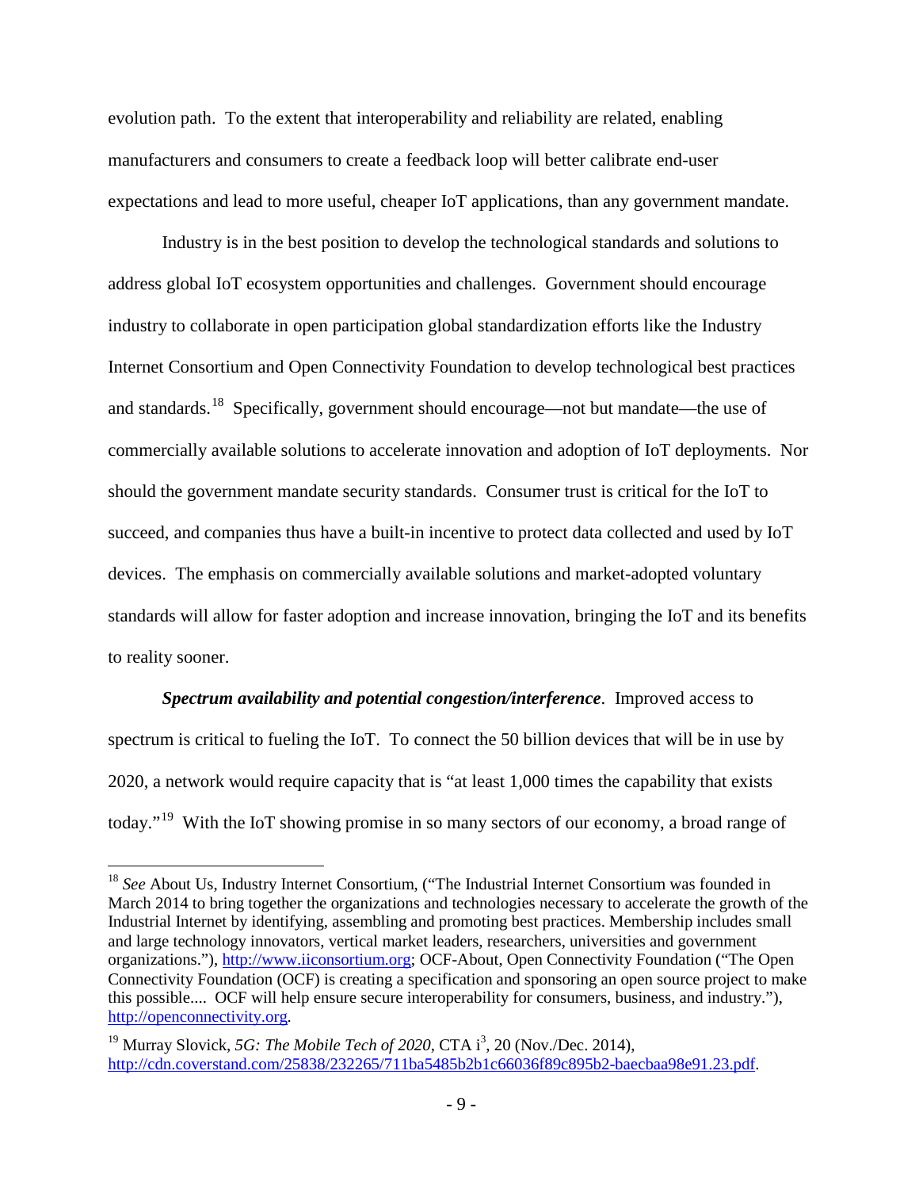evolution path. To the extent that interoperability and reliability are related, enabling manufacturers and consumers to create a feedback loop will better calibrate end-user expectations and lead to more useful, cheaper IoT applications, than any government mandate.

Industry is in the best position to develop the technological standards and solutions to address global IoT ecosystem opportunities and challenges. Government should encourage industry to collaborate in open participation global standardization efforts like the Industry Internet Consortium and Open Connectivity Foundation to develop technological best practices and standards.[18] Specifically, government should encourage—not but mandate—the use of commercially available solutions to accelerate innovation and adoption of IoT deployments. Nor should the government mandate security standards. Consumer trust is critical for the IoT to succeed, and companies thus have a built-in incentive to protect data collected and used by IoT devices. The emphasis on commercially available solutions and market-adopted voluntary standards will allow for faster adoption and increase innovation, bringing the IoT and its benefits to reality sooner.

***Spectrum availability and potential congestion/interference***. Improved access to spectrum is critical to fueling the IoT. To connect the 50 billion devices that will be in use by 2020, a network would require capacity that is "at least 1,000 times the capability that exists today."[19] With the IoT showing promise in so many sectors of our economy, a broad range of

---

[18] *See* About Us, Industry Internet Consortium, ("The Industrial Internet Consortium was founded in March 2014 to bring together the organizations and technologies necessary to accelerate the growth of the Industrial Internet by identifying, assembling and promoting best practices. Membership includes small and large technology innovators, vertical market leaders, researchers, universities and government organizations."), http://www.iiconsortium.org; OCF-About, Open Connectivity Foundation ("The Open Connectivity Foundation (OCF) is creating a specification and sponsoring an open source project to make this possible.... OCF will help ensure secure interoperability for consumers, business, and industry."), http://openconnectivity.org.

[19] Murray Slovick, *5G: The Mobile Tech of 2020*, CTA i$^3$, 20 (Nov./Dec. 2014), http://cdn.coverstand.com/25838/232265/711ba5485b2b1c66036f89c895b2-baecbaa98e91.23.pdf.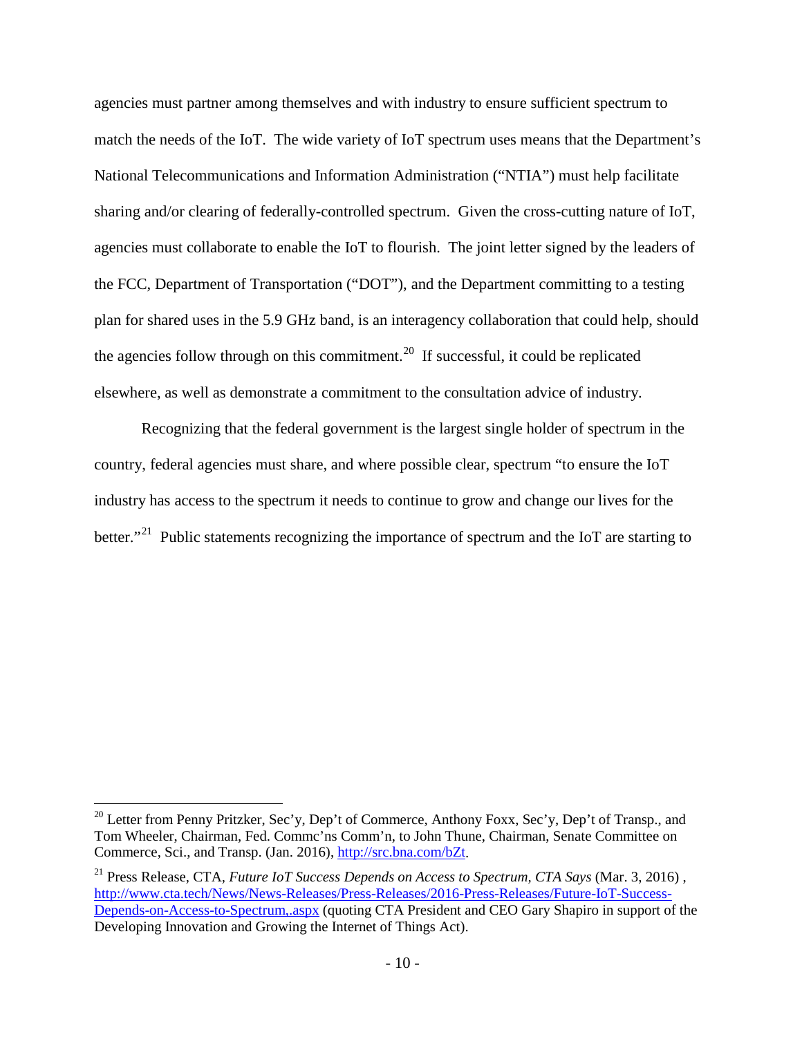agencies must partner among themselves and with industry to ensure sufficient spectrum to match the needs of the IoT. The wide variety of IoT spectrum uses means that the Department's National Telecommunications and Information Administration ("NTIA") must help facilitate sharing and/or clearing of federally-controlled spectrum. Given the cross-cutting nature of IoT, agencies must collaborate to enable the IoT to flourish. The joint letter signed by the leaders of the FCC, Department of Transportation ("DOT"), and the Department committing to a testing plan for shared uses in the 5.9 GHz band, is an interagency collaboration that could help, should the agencies follow through on this commitment.[20] If successful, it could be replicated elsewhere, as well as demonstrate a commitment to the consultation advice of industry.

Recognizing that the federal government is the largest single holder of spectrum in the country, federal agencies must share, and where possible clear, spectrum "to ensure the IoT industry has access to the spectrum it needs to continue to grow and change our lives for the better."[21] Public statements recognizing the importance of spectrum and the IoT are starting to

---

[20] Letter from Penny Pritzker, Sec'y, Dep't of Commerce, Anthony Foxx, Sec'y, Dep't of Transp., and Tom Wheeler, Chairman, Fed. Commc'ns Comm'n, to John Thune, Chairman, Senate Committee on Commerce, Sci., and Transp. (Jan. 2016), [http://src.bna.com/bZt](http://src.bna.com/bZt).

[21] Press Release, CTA, *Future IoT Success Depends on Access to Spectrum, CTA Says* (Mar. 3, 2016) , [http://www.cta.tech/News/News-Releases/Press-Releases/2016-Press-Releases/Future-IoT-Success-Depends-on-Access-to-Spectrum,.aspx](http://www.cta.tech/News/News-Releases/Press-Releases/2016-Press-Releases/Future-IoT-Success-Depends-on-Access-to-Spectrum,.aspx) (quoting CTA President and CEO Gary Shapiro in support of the Developing Innovation and Growing the Internet of Things Act).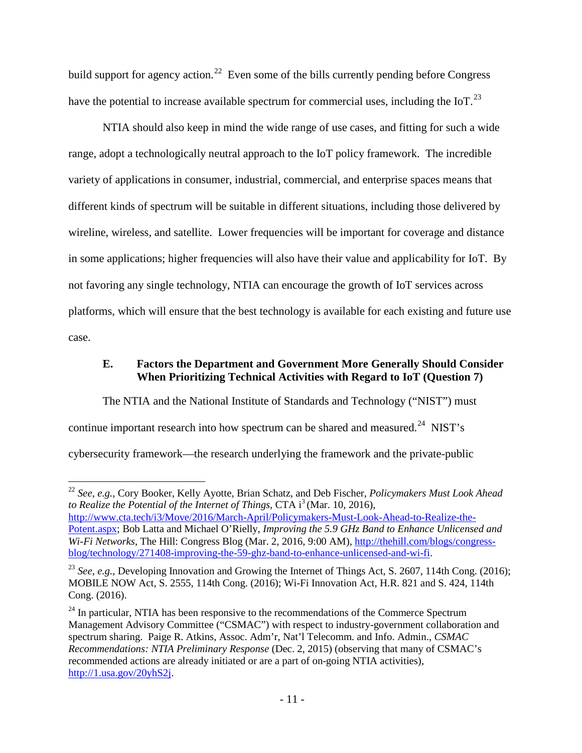build support for agency action.[22] Even some of the bills currently pending before Congress have the potential to increase available spectrum for commercial uses, including the IoT.[23]

NTIA should also keep in mind the wide range of use cases, and fitting for such a wide range, adopt a technologically neutral approach to the IoT policy framework. The incredible variety of applications in consumer, industrial, commercial, and enterprise spaces means that different kinds of spectrum will be suitable in different situations, including those delivered by wireline, wireless, and satellite. Lower frequencies will be important for coverage and distance in some applications; higher frequencies will also have their value and applicability for IoT. By not favoring any single technology, NTIA can encourage the growth of IoT services across platforms, which will ensure that the best technology is available for each existing and future use case.

### E. Factors the Department and Government More Generally Should Consider When Prioritizing Technical Activities with Regard to IoT (Question 7)

The NTIA and the National Institute of Standards and Technology ("NIST") must continue important research into how spectrum can be shared and measured.[24] NIST's cybersecurity framework—the research underlying the framework and the private-public

---

[22] *See, e.g.*, Cory Booker, Kelly Ayotte, Brian Schatz, and Deb Fischer, *Policymakers Must Look Ahead to Realize the Potential of the Internet of Things*, CTA i[3] (Mar. 10, 2016), http://www.cta.tech/i3/Move/2016/March-April/Policymakers-Must-Look-Ahead-to-Realize-the-Potent.aspx; Bob Latta and Michael O'Rielly, *Improving the 5.9 GHz Band to Enhance Unlicensed and Wi-Fi Networks*, The Hill: Congress Blog (Mar. 2, 2016, 9:00 AM), http://thehill.com/blogs/congress-blog/technology/271408-improving-the-59-ghz-band-to-enhance-unlicensed-and-wi-fi.

[23] *See, e.g.*, Developing Innovation and Growing the Internet of Things Act, S. 2607, 114th Cong. (2016); MOBILE NOW Act, S. 2555, 114th Cong. (2016); Wi-Fi Innovation Act, H.R. 821 and S. 424, 114th Cong. (2016).

[24] In particular, NTIA has been responsive to the recommendations of the Commerce Spectrum Management Advisory Committee ("CSMAC") with respect to industry-government collaboration and spectrum sharing. Paige R. Atkins, Assoc. Adm'r, Nat'l Telecomm. and Info. Admin., *CSMAC Recommendations: NTIA Preliminary Response* (Dec. 2, 2015) (observing that many of CSMAC's recommended actions are already initiated or are a part of on-going NTIA activities), http://1.usa.gov/20yhS2j.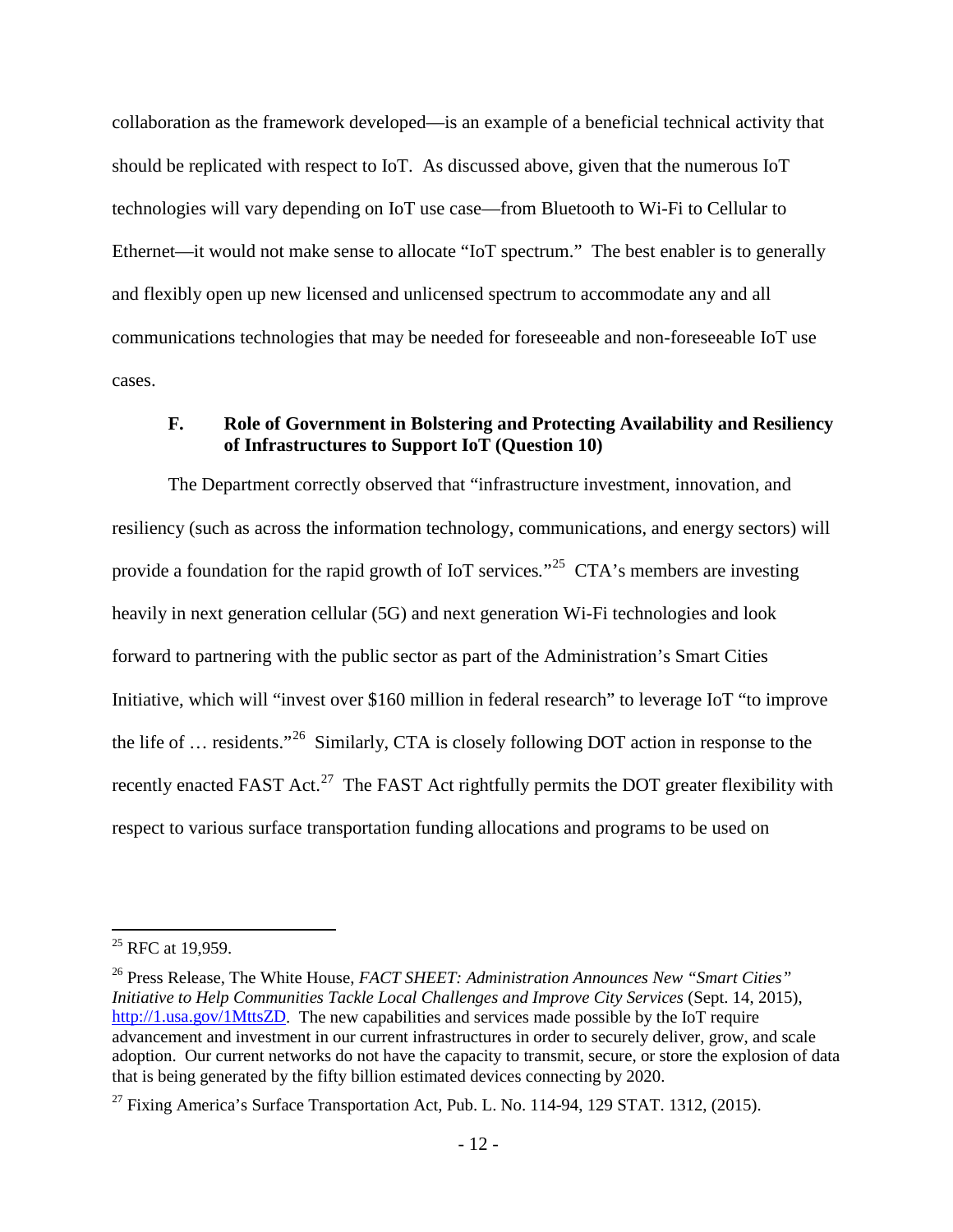collaboration as the framework developed—is an example of a beneficial technical activity that should be replicated with respect to IoT. As discussed above, given that the numerous IoT technologies will vary depending on IoT use case—from Bluetooth to Wi-Fi to Cellular to Ethernet—it would not make sense to allocate "IoT spectrum." The best enabler is to generally and flexibly open up new licensed and unlicensed spectrum to accommodate any and all communications technologies that may be needed for foreseeable and non-foreseeable IoT use cases.

### F. Role of Government in Bolstering and Protecting Availability and Resiliency of Infrastructures to Support IoT (Question 10)

The Department correctly observed that "infrastructure investment, innovation, and resiliency (such as across the information technology, communications, and energy sectors) will provide a foundation for the rapid growth of IoT services."[25] CTA's members are investing heavily in next generation cellular (5G) and next generation Wi-Fi technologies and look forward to partnering with the public sector as part of the Administration's Smart Cities Initiative, which will "invest over $160 million in federal research" to leverage IoT "to improve the life of … residents."[26] Similarly, CTA is closely following DOT action in response to the recently enacted FAST Act.[27] The FAST Act rightfully permits the DOT greater flexibility with respect to various surface transportation funding allocations and programs to be used on

---

[25] RFC at 19,959.

[26] Press Release, The White House, *FACT SHEET: Administration Announces New "Smart Cities" Initiative to Help Communities Tackle Local Challenges and Improve City Services* (Sept. 14, 2015), http://1.usa.gov/1MttsZD. The new capabilities and services made possible by the IoT require advancement and investment in our current infrastructures in order to securely deliver, grow, and scale adoption. Our current networks do not have the capacity to transmit, secure, or store the explosion of data that is being generated by the fifty billion estimated devices connecting by 2020.

[27] Fixing America's Surface Transportation Act, Pub. L. No. 114-94, 129 STAT. 1312, (2015).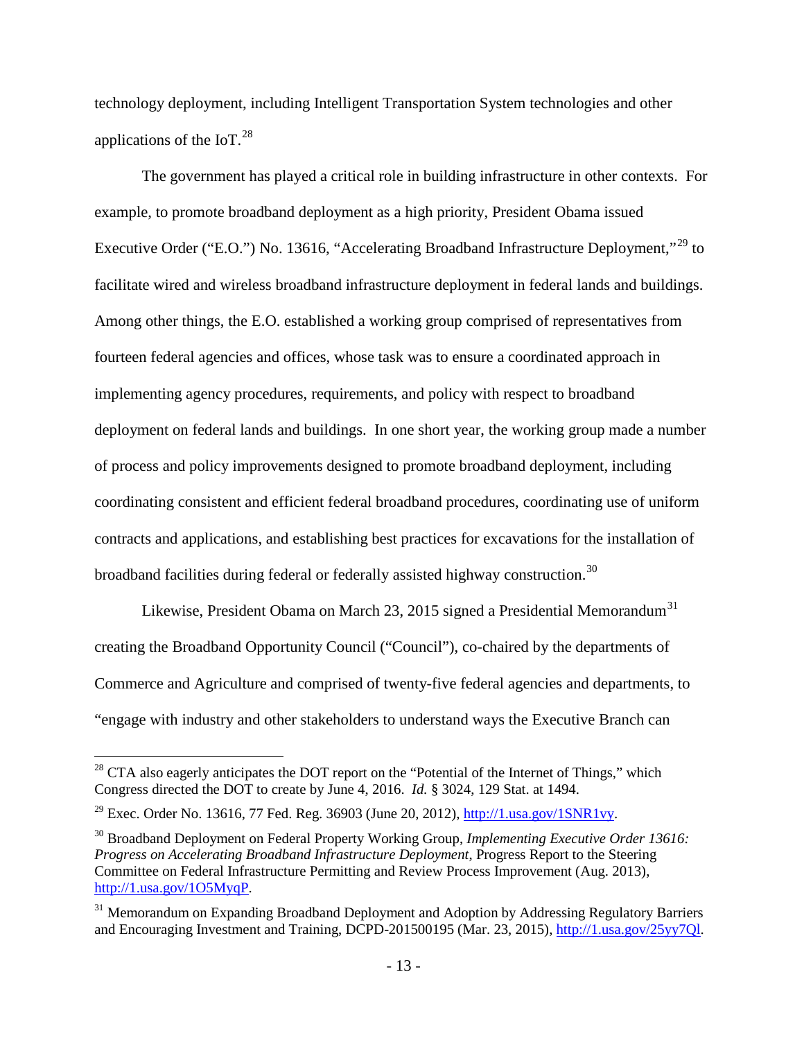technology deployment, including Intelligent Transportation System technologies and other applications of the IoT.[28]

The government has played a critical role in building infrastructure in other contexts. For example, to promote broadband deployment as a high priority, President Obama issued Executive Order ("E.O.") No. 13616, "Accelerating Broadband Infrastructure Deployment,"[29] to facilitate wired and wireless broadband infrastructure deployment in federal lands and buildings. Among other things, the E.O. established a working group comprised of representatives from fourteen federal agencies and offices, whose task was to ensure a coordinated approach in implementing agency procedures, requirements, and policy with respect to broadband deployment on federal lands and buildings. In one short year, the working group made a number of process and policy improvements designed to promote broadband deployment, including coordinating consistent and efficient federal broadband procedures, coordinating use of uniform contracts and applications, and establishing best practices for excavations for the installation of broadband facilities during federal or federally assisted highway construction.[30]

Likewise, President Obama on March 23, 2015 signed a Presidential Memorandum[31] creating the Broadband Opportunity Council ("Council"), co-chaired by the departments of Commerce and Agriculture and comprised of twenty-five federal agencies and departments, to "engage with industry and other stakeholders to understand ways the Executive Branch can

---

[28] CTA also eagerly anticipates the DOT report on the "Potential of the Internet of Things," which Congress directed the DOT to create by June 4, 2016. *Id.* § 3024, 129 Stat. at 1494.

[29] Exec. Order No. 13616, 77 Fed. Reg. 36903 (June 20, 2012), http://1.usa.gov/1SNR1vy.

[30] Broadband Deployment on Federal Property Working Group, *Implementing Executive Order 13616: Progress on Accelerating Broadband Infrastructure Deployment*, Progress Report to the Steering Committee on Federal Infrastructure Permitting and Review Process Improvement (Aug. 2013), http://1.usa.gov/1O5MyqP.

[31] Memorandum on Expanding Broadband Deployment and Adoption by Addressing Regulatory Barriers and Encouraging Investment and Training, DCPD-201500195 (Mar. 23, 2015), http://1.usa.gov/25yy7Ql.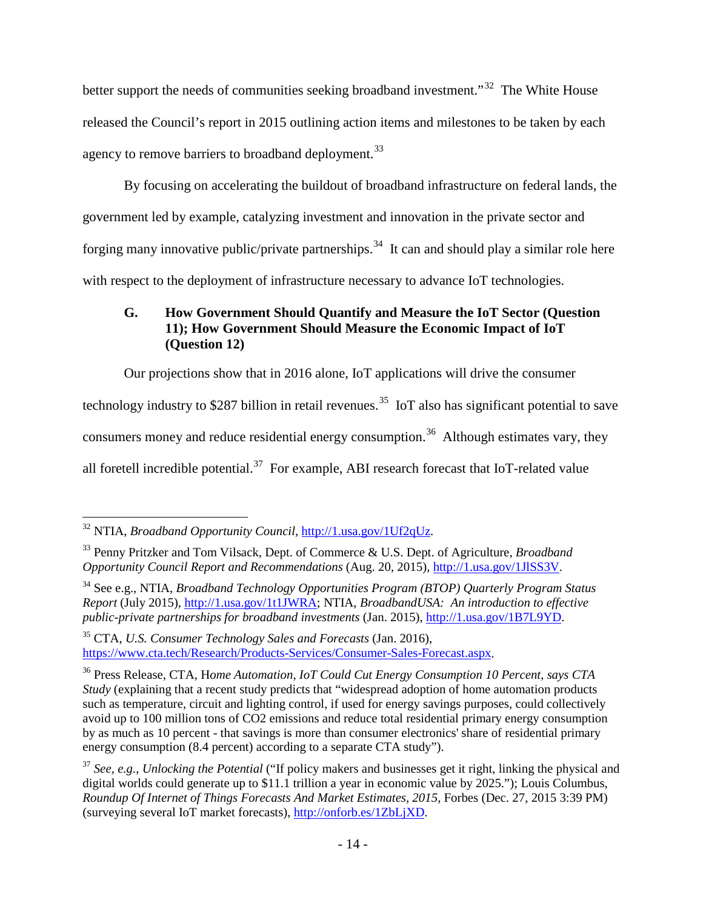better support the needs of communities seeking broadband investment."[32] The White House released the Council's report in 2015 outlining action items and milestones to be taken by each agency to remove barriers to broadband deployment.[33]

By focusing on accelerating the buildout of broadband infrastructure on federal lands, the government led by example, catalyzing investment and innovation in the private sector and forging many innovative public/private partnerships.[34] It can and should play a similar role here with respect to the deployment of infrastructure necessary to advance IoT technologies.

### G. How Government Should Quantify and Measure the IoT Sector (Question 11); How Government Should Measure the Economic Impact of IoT (Question 12)

Our projections show that in 2016 alone, IoT applications will drive the consumer technology industry to $287 billion in retail revenues.[35] IoT also has significant potential to save consumers money and reduce residential energy consumption.[36] Although estimates vary, they all foretell incredible potential.[37] For example, ABI research forecast that IoT-related value

---

[32] NTIA, *Broadband Opportunity Council*, http://1.usa.gov/1Uf2qUz.

[33] Penny Pritzker and Tom Vilsack, Dept. of Commerce & U.S. Dept. of Agriculture, *Broadband Opportunity Council Report and Recommendations* (Aug. 20, 2015), http://1.usa.gov/1JlSS3V.

[34] See e.g., NTIA, *Broadband Technology Opportunities Program (BTOP) Quarterly Program Status Report* (July 2015), http://1.usa.gov/1t1JWRA; NTIA, *BroadbandUSA: An introduction to effective public-private partnerships for broadband investments* (Jan. 2015), http://1.usa.gov/1B7L9YD.

[35] CTA, *U.S. Consumer Technology Sales and Forecasts* (Jan. 2016), https://www.cta.tech/Research/Products-Services/Consumer-Sales-Forecast.aspx.

[36] Press Release, CTA, H*ome Automation, IoT Could Cut Energy Consumption 10 Percent, says CTA Study* (explaining that a recent study predicts that "widespread adoption of home automation products such as temperature, circuit and lighting control, if used for energy savings purposes, could collectively avoid up to 100 million tons of $CO_2$ emissions and reduce total residential primary energy consumption by as much as 10 percent - that savings is more than consumer electronics' share of residential primary energy consumption (8.4 percent) according to a separate CTA study").

[37] *See, e.g.*, *Unlocking the Potential* ("If policy makers and businesses get it right, linking the physical and digital worlds could generate up to $11.1 trillion a year in economic value by 2025."); Louis Columbus, *Roundup Of Internet of Things Forecasts And Market Estimates, 2015*, Forbes (Dec. 27, 2015 3:39 PM) (surveying several IoT market forecasts), http://onforb.es/1ZbLjXD.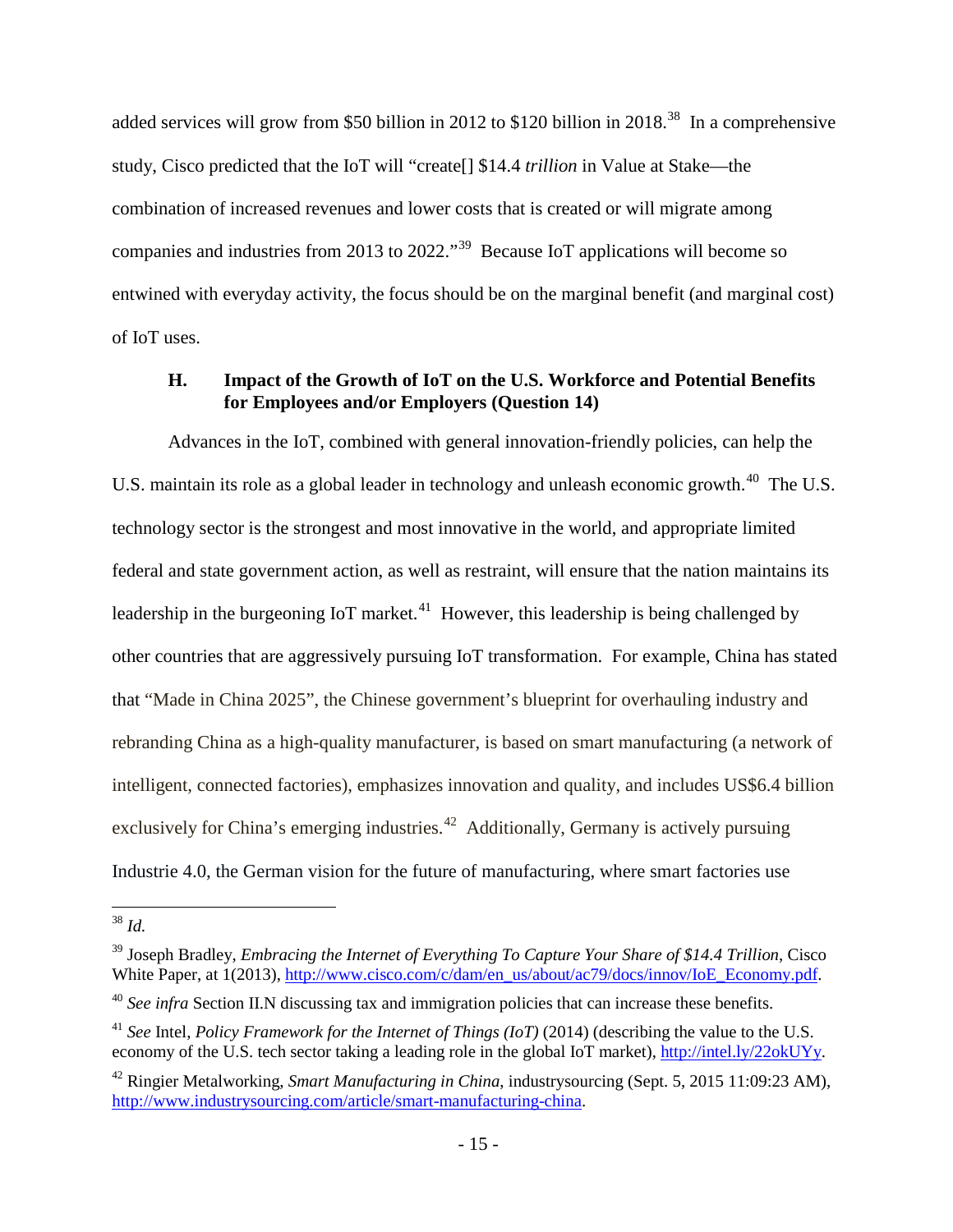added services will grow from $50 billion in 2012 to $120 billion in 2018.[38] In a comprehensive study, Cisco predicted that the IoT will "create[] $14.4 *trillion* in Value at Stake—the combination of increased revenues and lower costs that is created or will migrate among companies and industries from 2013 to 2022."[39] Because IoT applications will become so entwined with everyday activity, the focus should be on the marginal benefit (and marginal cost) of IoT uses.

### H. Impact of the Growth of IoT on the U.S. Workforce and Potential Benefits for Employees and/or Employers (Question 14)

Advances in the IoT, combined with general innovation-friendly policies, can help the U.S. maintain its role as a global leader in technology and unleash economic growth.[40] The U.S. technology sector is the strongest and most innovative in the world, and appropriate limited federal and state government action, as well as restraint, will ensure that the nation maintains its leadership in the burgeoning IoT market.[41] However, this leadership is being challenged by other countries that are aggressively pursuing IoT transformation. For example, China has stated that "Made in China 2025", the Chinese government's blueprint for overhauling industry and rebranding China as a high-quality manufacturer, is based on smart manufacturing (a network of intelligent, connected factories), emphasizes innovation and quality, and includes US$6.4 billion exclusively for China's emerging industries.[42] Additionally, Germany is actively pursuing Industrie 4.0, the German vision for the future of manufacturing, where smart factories use

---

[38] *Id.*

[39] Joseph Bradley, *Embracing the Internet of Everything To Capture Your Share of $14.4 Trillion*, Cisco White Paper, at 1(2013), http://www.cisco.com/c/dam/en_us/about/ac79/docs/innov/IoE_Economy.pdf.

[40] *See infra* Section II.N discussing tax and immigration policies that can increase these benefits.

[41] *See* Intel, *Policy Framework for the Internet of Things (IoT)* (2014) (describing the value to the U.S. economy of the U.S. tech sector taking a leading role in the global IoT market), http://intel.ly/22okUYy.

[42] Ringier Metalworking, *Smart Manufacturing in China*, industrysourcing (Sept. 5, 2015 11:09:23 AM), http://www.industrysourcing.com/article/smart-manufacturing-china.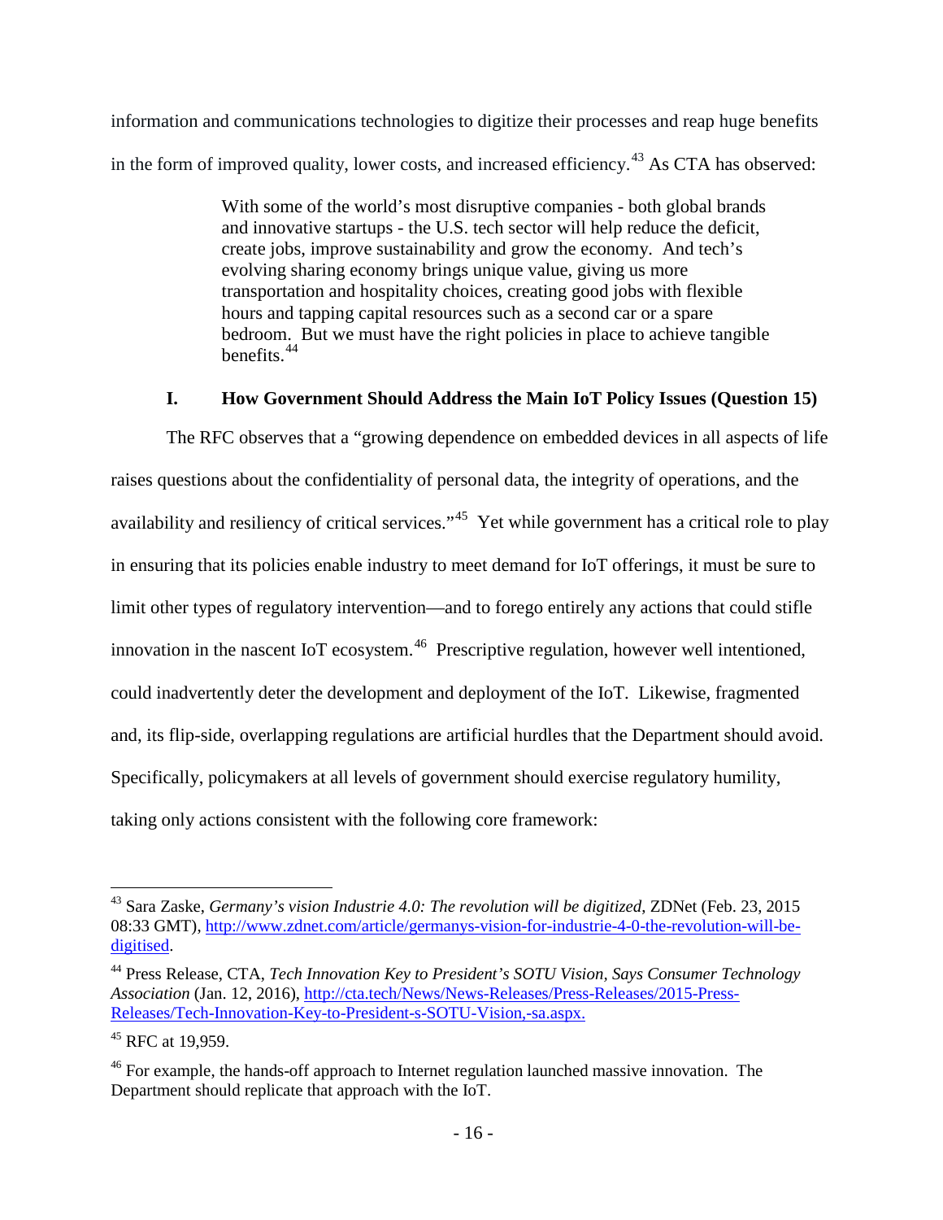information and communications technologies to digitize their processes and reap huge benefits in the form of improved quality, lower costs, and increased efficiency.[43] As CTA has observed:

> With some of the world's most disruptive companies - both global brands and innovative startups - the U.S. tech sector will help reduce the deficit, create jobs, improve sustainability and grow the economy. And tech's evolving sharing economy brings unique value, giving us more transportation and hospitality choices, creating good jobs with flexible hours and tapping capital resources such as a second car or a spare bedroom. But we must have the right policies in place to achieve tangible benefits.[44]

## I. How Government Should Address the Main IoT Policy Issues (Question 15)

The RFC observes that a "growing dependence on embedded devices in all aspects of life raises questions about the confidentiality of personal data, the integrity of operations, and the availability and resiliency of critical services."[45] Yet while government has a critical role to play in ensuring that its policies enable industry to meet demand for IoT offerings, it must be sure to limit other types of regulatory intervention—and to forego entirely any actions that could stifle innovation in the nascent IoT ecosystem.[46] Prescriptive regulation, however well intentioned, could inadvertently deter the development and deployment of the IoT. Likewise, fragmented and, its flip-side, overlapping regulations are artificial hurdles that the Department should avoid. Specifically, policymakers at all levels of government should exercise regulatory humility, taking only actions consistent with the following core framework:

---

[43] Sara Zaske, *Germany's vision Industrie 4.0: The revolution will be digitized*, ZDNet (Feb. 23, 2015 08:33 GMT), http://www.zdnet.com/article/germanys-vision-for-industrie-4-0-the-revolution-will-be-digitised.

[44] Press Release, CTA, *Tech Innovation Key to President's SOTU Vision, Says Consumer Technology Association* (Jan. 12, 2016), http://cta.tech/News/News-Releases/Press-Releases/2015-Press-Releases/Tech-Innovation-Key-to-President-s-SOTU-Vision,-sa.aspx.

[45] RFC at 19,959.

[46] For example, the hands-off approach to Internet regulation launched massive innovation. The Department should replicate that approach with the IoT.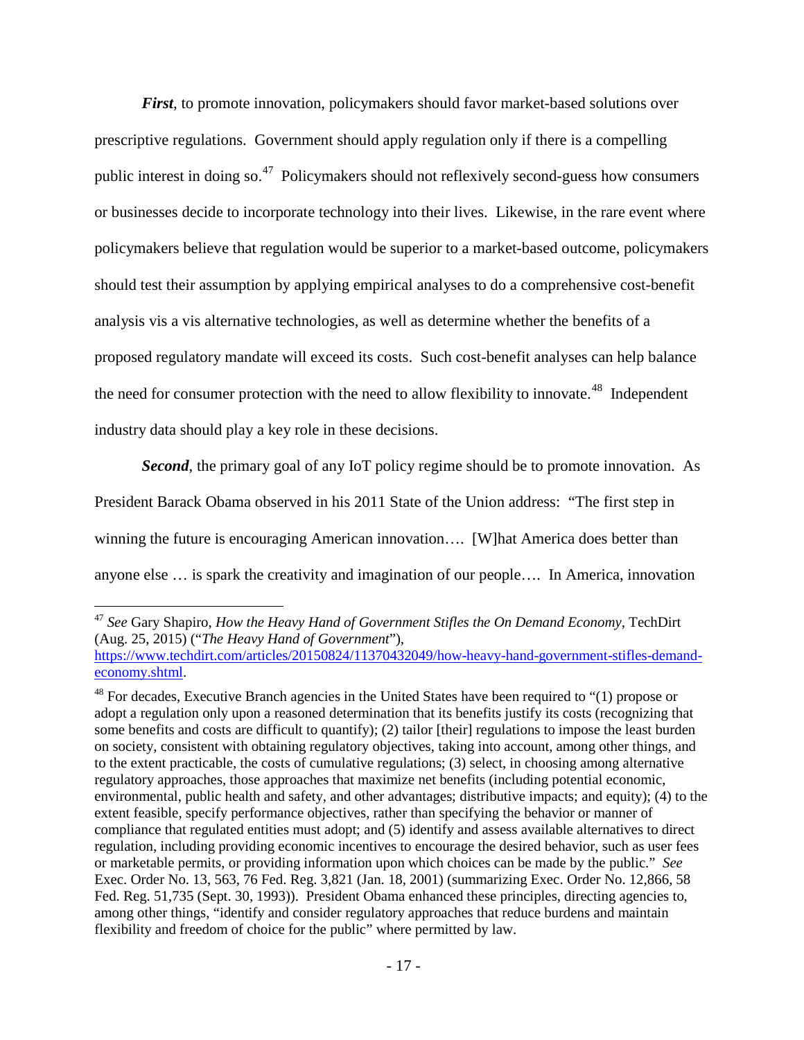***First***, to promote innovation, policymakers should favor market-based solutions over prescriptive regulations. Government should apply regulation only if there is a compelling public interest in doing so.[47] Policymakers should not reflexively second-guess how consumers or businesses decide to incorporate technology into their lives. Likewise, in the rare event where policymakers believe that regulation would be superior to a market-based outcome, policymakers should test their assumption by applying empirical analyses to do a comprehensive cost-benefit analysis vis a vis alternative technologies, as well as determine whether the benefits of a proposed regulatory mandate will exceed its costs. Such cost-benefit analyses can help balance the need for consumer protection with the need to allow flexibility to innovate.[48] Independent industry data should play a key role in these decisions.

***Second***, the primary goal of any IoT policy regime should be to promote innovation. As President Barack Obama observed in his 2011 State of the Union address: "The first step in winning the future is encouraging American innovation…. [W]hat America does better than anyone else … is spark the creativity and imagination of our people…. In America, innovation

---

[47] *See* Gary Shapiro, *How the Heavy Hand of Government Stifles the On Demand Economy*, TechDirt (Aug. 25, 2015) ("*The Heavy Hand of Government*"), https://www.techdirt.com/articles/20150824/11370432049/how-heavy-hand-government-stifles-demand-economy.shtml.

[48] For decades, Executive Branch agencies in the United States have been required to "(1) propose or adopt a regulation only upon a reasoned determination that its benefits justify its costs (recognizing that some benefits and costs are difficult to quantify); (2) tailor [their] regulations to impose the least burden on society, consistent with obtaining regulatory objectives, taking into account, among other things, and to the extent practicable, the costs of cumulative regulations; (3) select, in choosing among alternative regulatory approaches, those approaches that maximize net benefits (including potential economic, environmental, public health and safety, and other advantages; distributive impacts; and equity); (4) to the extent feasible, specify performance objectives, rather than specifying the behavior or manner of compliance that regulated entities must adopt; and (5) identify and assess available alternatives to direct regulation, including providing economic incentives to encourage the desired behavior, such as user fees or marketable permits, or providing information upon which choices can be made by the public." *See* Exec. Order No. 13, 563, 76 Fed. Reg. 3,821 (Jan. 18, 2001) (summarizing Exec. Order No. 12,866, 58 Fed. Reg. 51,735 (Sept. 30, 1993)). President Obama enhanced these principles, directing agencies to, among other things, "identify and consider regulatory approaches that reduce burdens and maintain flexibility and freedom of choice for the public" where permitted by law.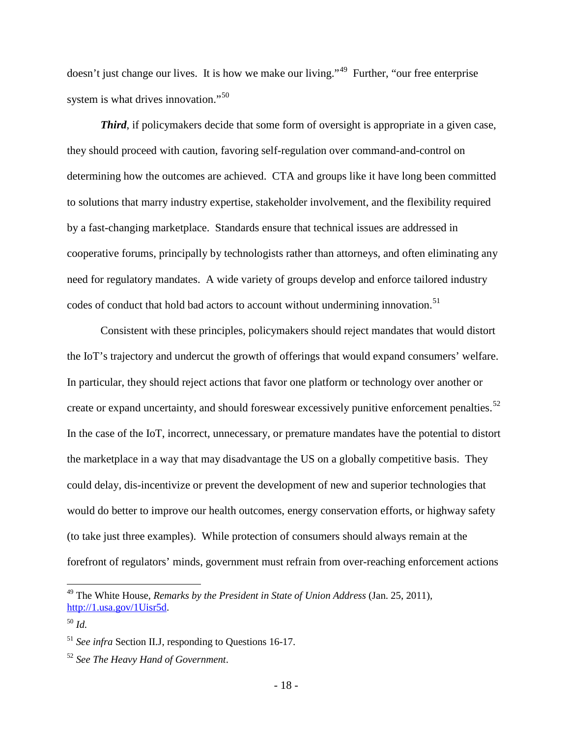doesn't just change our lives. It is how we make our living."[49] Further, "our free enterprise system is what drives innovation."[50]

***Third***, if policymakers decide that some form of oversight is appropriate in a given case, they should proceed with caution, favoring self-regulation over command-and-control on determining how the outcomes are achieved. CTA and groups like it have long been committed to solutions that marry industry expertise, stakeholder involvement, and the flexibility required by a fast-changing marketplace. Standards ensure that technical issues are addressed in cooperative forums, principally by technologists rather than attorneys, and often eliminating any need for regulatory mandates. A wide variety of groups develop and enforce tailored industry codes of conduct that hold bad actors to account without undermining innovation.[51]

Consistent with these principles, policymakers should reject mandates that would distort the IoT's trajectory and undercut the growth of offerings that would expand consumers' welfare. In particular, they should reject actions that favor one platform or technology over another or create or expand uncertainty, and should foreswear excessively punitive enforcement penalties.[52] In the case of the IoT, incorrect, unnecessary, or premature mandates have the potential to distort the marketplace in a way that may disadvantage the US on a globally competitive basis. They could delay, dis-incentivize or prevent the development of new and superior technologies that would do better to improve our health outcomes, energy conservation efforts, or highway safety (to take just three examples). While protection of consumers should always remain at the forefront of regulators' minds, government must refrain from over-reaching enforcement actions

---

[49] The White House, *Remarks by the President in State of Union Address* (Jan. 25, 2011), http://1.usa.gov/1Uisr5d.

[50] *Id.*

[51] *See infra* Section II.J, responding to Questions 16-17.

[52] *See The Heavy Hand of Government*.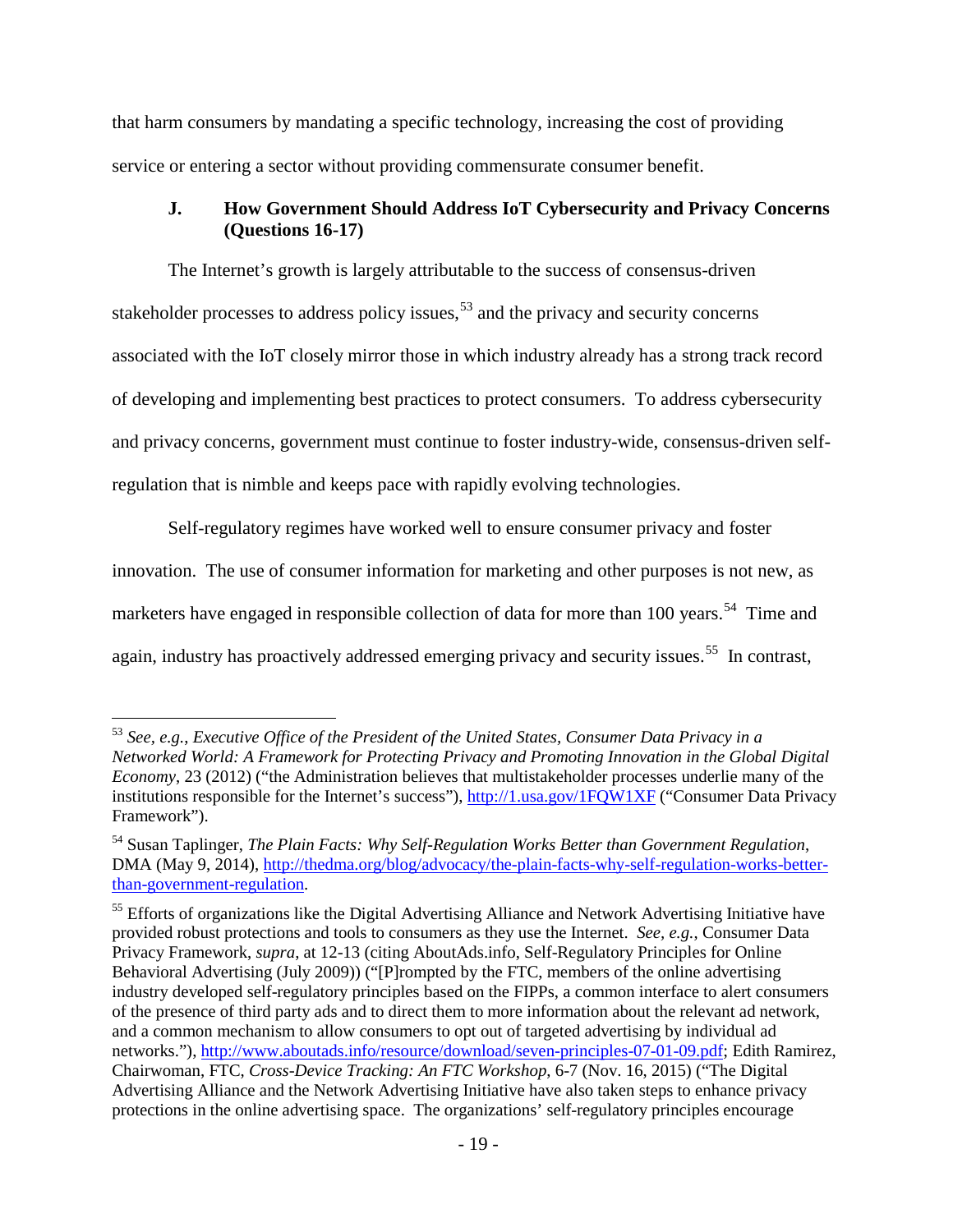that harm consumers by mandating a specific technology, increasing the cost of providing service or entering a sector without providing commensurate consumer benefit.

### J. How Government Should Address IoT Cybersecurity and Privacy Concerns (Questions 16-17)

The Internet's growth is largely attributable to the success of consensus-driven stakeholder processes to address policy issues,[53] and the privacy and security concerns associated with the IoT closely mirror those in which industry already has a strong track record of developing and implementing best practices to protect consumers. To address cybersecurity and privacy concerns, government must continue to foster industry-wide, consensus-driven self-regulation that is nimble and keeps pace with rapidly evolving technologies.

Self-regulatory regimes have worked well to ensure consumer privacy and foster innovation. The use of consumer information for marketing and other purposes is not new, as marketers have engaged in responsible collection of data for more than 100 years.[54] Time and again, industry has proactively addressed emerging privacy and security issues.[55] In contrast,

---

[53] *See, e.g.*, *Executive Office of the President of the United States, Consumer Data Privacy in a Networked World: A Framework for Protecting Privacy and Promoting Innovation in the Global Digital Economy*, 23 (2012) ("the Administration believes that multistakeholder processes underlie many of the institutions responsible for the Internet's success"), http://1.usa.gov/1FQW1XF ("Consumer Data Privacy Framework").

[54] Susan Taplinger, *The Plain Facts: Why Self-Regulation Works Better than Government Regulation*, DMA (May 9, 2014), http://thedma.org/blog/advocacy/the-plain-facts-why-self-regulation-works-better-than-government-regulation.

[55] Efforts of organizations like the Digital Advertising Alliance and Network Advertising Initiative have provided robust protections and tools to consumers as they use the Internet. *See, e.g.*, Consumer Data Privacy Framework, *supra*, at 12-13 (citing AboutAds.info, Self-Regulatory Principles for Online Behavioral Advertising (July 2009)) ("[P]rompted by the FTC, members of the online advertising industry developed self-regulatory principles based on the FIPPs, a common interface to alert consumers of the presence of third party ads and to direct them to more information about the relevant ad network, and a common mechanism to allow consumers to opt out of targeted advertising by individual ad networks."), http://www.aboutads.info/resource/download/seven-principles-07-01-09.pdf; Edith Ramirez, Chairwoman, FTC, *Cross-Device Tracking: An FTC Workshop*, 6-7 (Nov. 16, 2015) ("The Digital Advertising Alliance and the Network Advertising Initiative have also taken steps to enhance privacy protections in the online advertising space. The organizations' self-regulatory principles encourage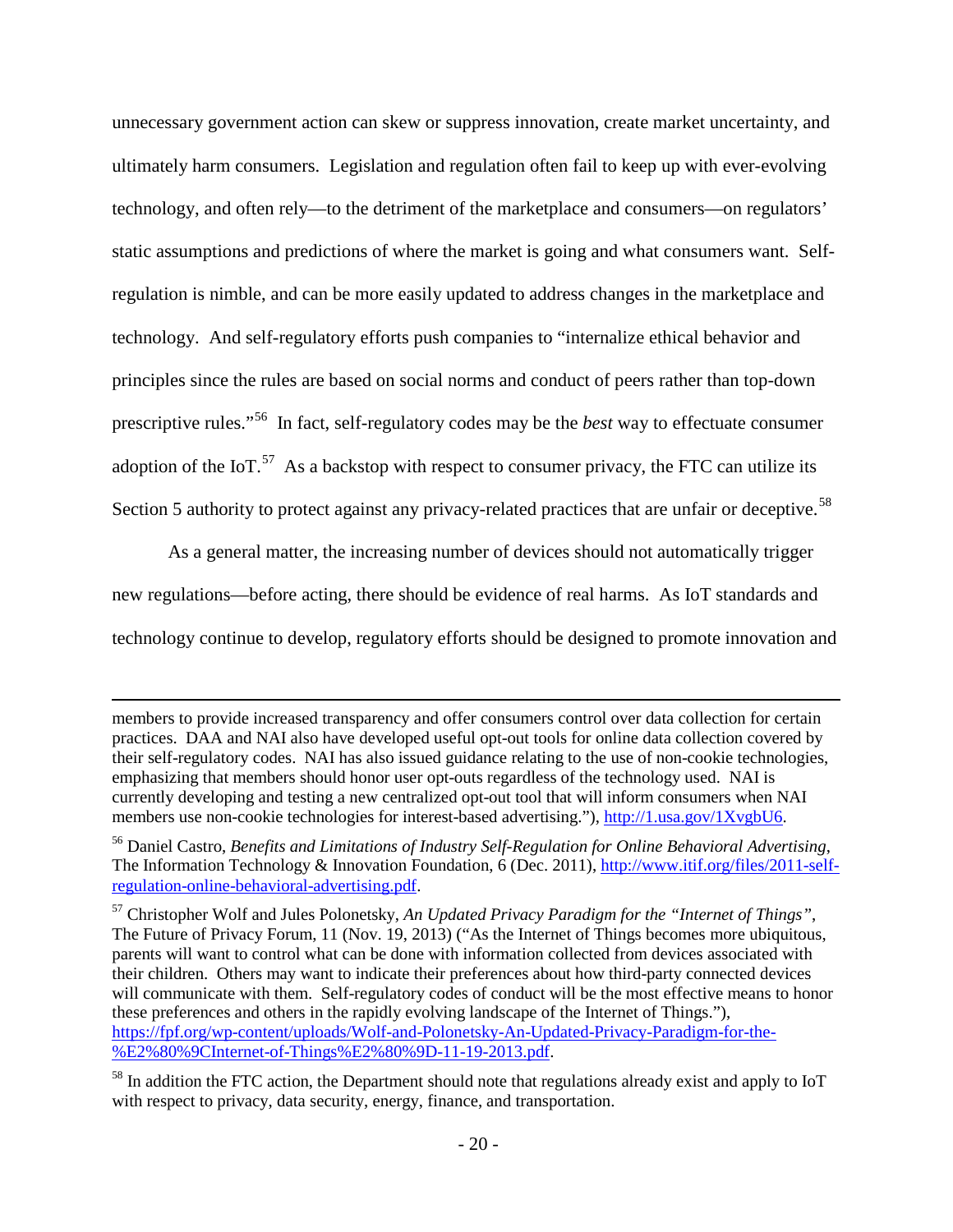unnecessary government action can skew or suppress innovation, create market uncertainty, and ultimately harm consumers. Legislation and regulation often fail to keep up with ever-evolving technology, and often rely—to the detriment of the marketplace and consumers—on regulators' static assumptions and predictions of where the market is going and what consumers want. Self-regulation is nimble, and can be more easily updated to address changes in the marketplace and technology. And self-regulatory efforts push companies to "internalize ethical behavior and principles since the rules are based on social norms and conduct of peers rather than top-down prescriptive rules."[56] In fact, self-regulatory codes may be the *best* way to effectuate consumer adoption of the IoT.[57] As a backstop with respect to consumer privacy, the FTC can utilize its Section 5 authority to protect against any privacy-related practices that are unfair or deceptive.[58]

As a general matter, the increasing number of devices should not automatically trigger new regulations—before acting, there should be evidence of real harms. As IoT standards and technology continue to develop, regulatory efforts should be designed to promote innovation and

---

members to provide increased transparency and offer consumers control over data collection for certain practices. DAA and NAI also have developed useful opt-out tools for online data collection covered by their self-regulatory codes. NAI has also issued guidance relating to the use of non-cookie technologies, emphasizing that members should honor user opt-outs regardless of the technology used. NAI is currently developing and testing a new centralized opt-out tool that will inform consumers when NAI members use non-cookie technologies for interest-based advertising."), http://1.usa.gov/1XvgbU6.

[56] Daniel Castro, *Benefits and Limitations of Industry Self-Regulation for Online Behavioral Advertising*, The Information Technology & Innovation Foundation, 6 (Dec. 2011), http://www.itif.org/files/2011-self-regulation-online-behavioral-advertising.pdf.

[57] Christopher Wolf and Jules Polonetsky, *An Updated Privacy Paradigm for the "Internet of Things"*, The Future of Privacy Forum, 11 (Nov. 19, 2013) ("As the Internet of Things becomes more ubiquitous, parents will want to control what can be done with information collected from devices associated with their children. Others may want to indicate their preferences about how third-party connected devices will communicate with them. Self-regulatory codes of conduct will be the most effective means to honor these preferences and others in the rapidly evolving landscape of the Internet of Things."), https://fpf.org/wp-content/uploads/Wolf-and-Polonetsky-An-Updated-Privacy-Paradigm-for-the-%E2%80%9CInternet-of-Things%E2%80%9D-11-19-2013.pdf.

[58] In addition the FTC action, the Department should note that regulations already exist and apply to IoT with respect to privacy, data security, energy, finance, and transportation.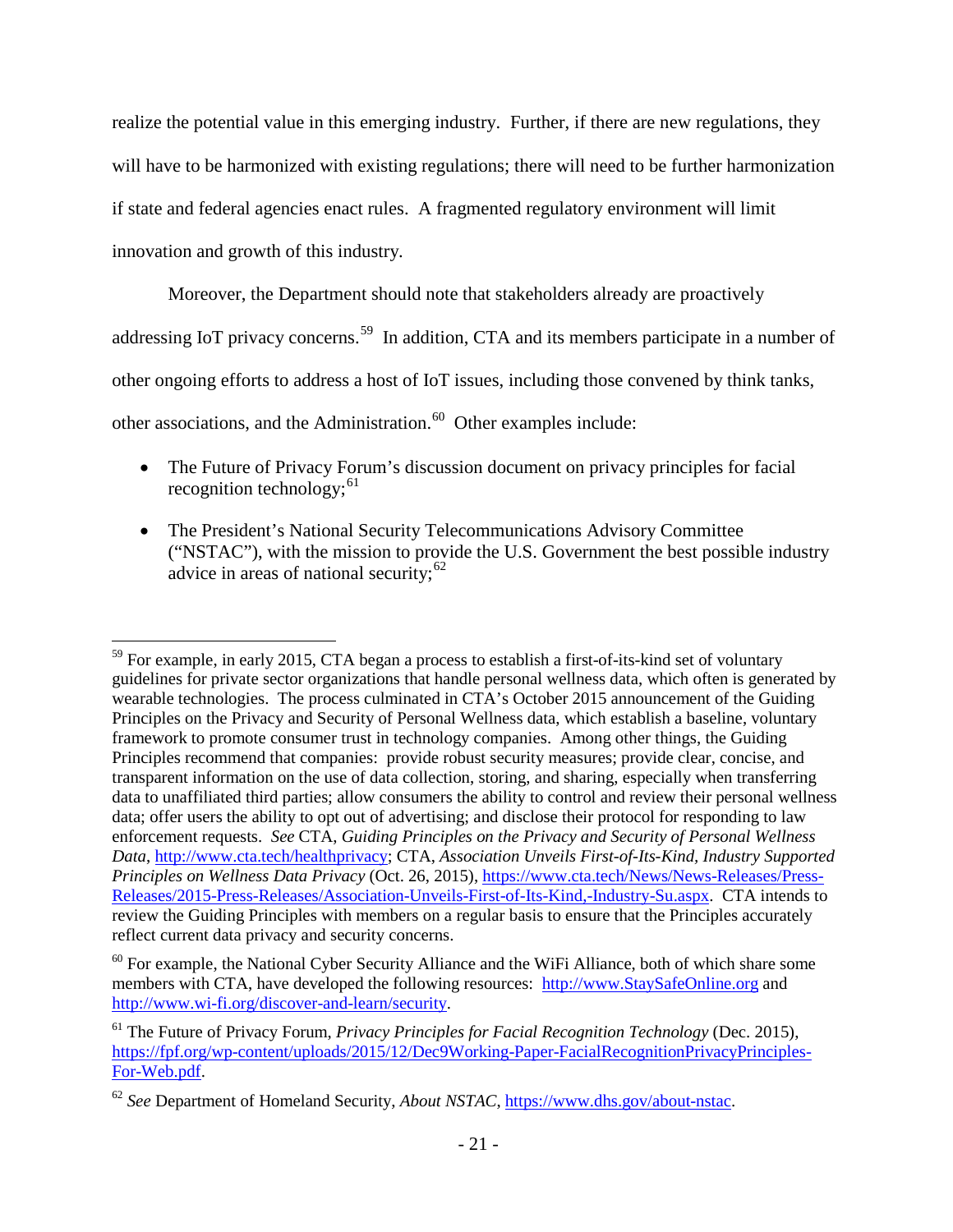realize the potential value in this emerging industry. Further, if there are new regulations, they will have to be harmonized with existing regulations; there will need to be further harmonization if state and federal agencies enact rules. A fragmented regulatory environment will limit innovation and growth of this industry.

Moreover, the Department should note that stakeholders already are proactively addressing IoT privacy concerns.[59] In addition, CTA and its members participate in a number of other ongoing efforts to address a host of IoT issues, including those convened by think tanks, other associations, and the Administration.[60] Other examples include:

- The Future of Privacy Forum's discussion document on privacy principles for facial recognition technology;[61]
- The President's National Security Telecommunications Advisory Committee ("NSTAC"), with the mission to provide the U.S. Government the best possible industry advice in areas of national security;[62]

---

[59] For example, in early 2015, CTA began a process to establish a first-of-its-kind set of voluntary guidelines for private sector organizations that handle personal wellness data, which often is generated by wearable technologies. The process culminated in CTA's October 2015 announcement of the Guiding Principles on the Privacy and Security of Personal Wellness data, which establish a baseline, voluntary framework to promote consumer trust in technology companies. Among other things, the Guiding Principles recommend that companies: provide robust security measures; provide clear, concise, and transparent information on the use of data collection, storing, and sharing, especially when transferring data to unaffiliated third parties; allow consumers the ability to control and review their personal wellness data; offer users the ability to opt out of advertising; and disclose their protocol for responding to law enforcement requests. *See* CTA, *Guiding Principles on the Privacy and Security of Personal Wellness Data*, http://www.cta.tech/healthprivacy; CTA, *Association Unveils First-of-Its-Kind, Industry Supported Principles on Wellness Data Privacy* (Oct. 26, 2015), https://www.cta.tech/News/News-Releases/Press-Releases/2015-Press-Releases/Association-Unveils-First-of-Its-Kind,-Industry-Su.aspx. CTA intends to review the Guiding Principles with members on a regular basis to ensure that the Principles accurately reflect current data privacy and security concerns.

[60] For example, the National Cyber Security Alliance and the WiFi Alliance, both of which share some members with CTA, have developed the following resources: http://www.StaySafeOnline.org and http://www.wi-fi.org/discover-and-learn/security.

[61] The Future of Privacy Forum, *Privacy Principles for Facial Recognition Technology* (Dec. 2015), https://fpf.org/wp-content/uploads/2015/12/Dec9Working-Paper-FacialRecognitionPrivacyPrinciples-For-Web.pdf.

[62] *See* Department of Homeland Security, *About NSTAC*, https://www.dhs.gov/about-nstac.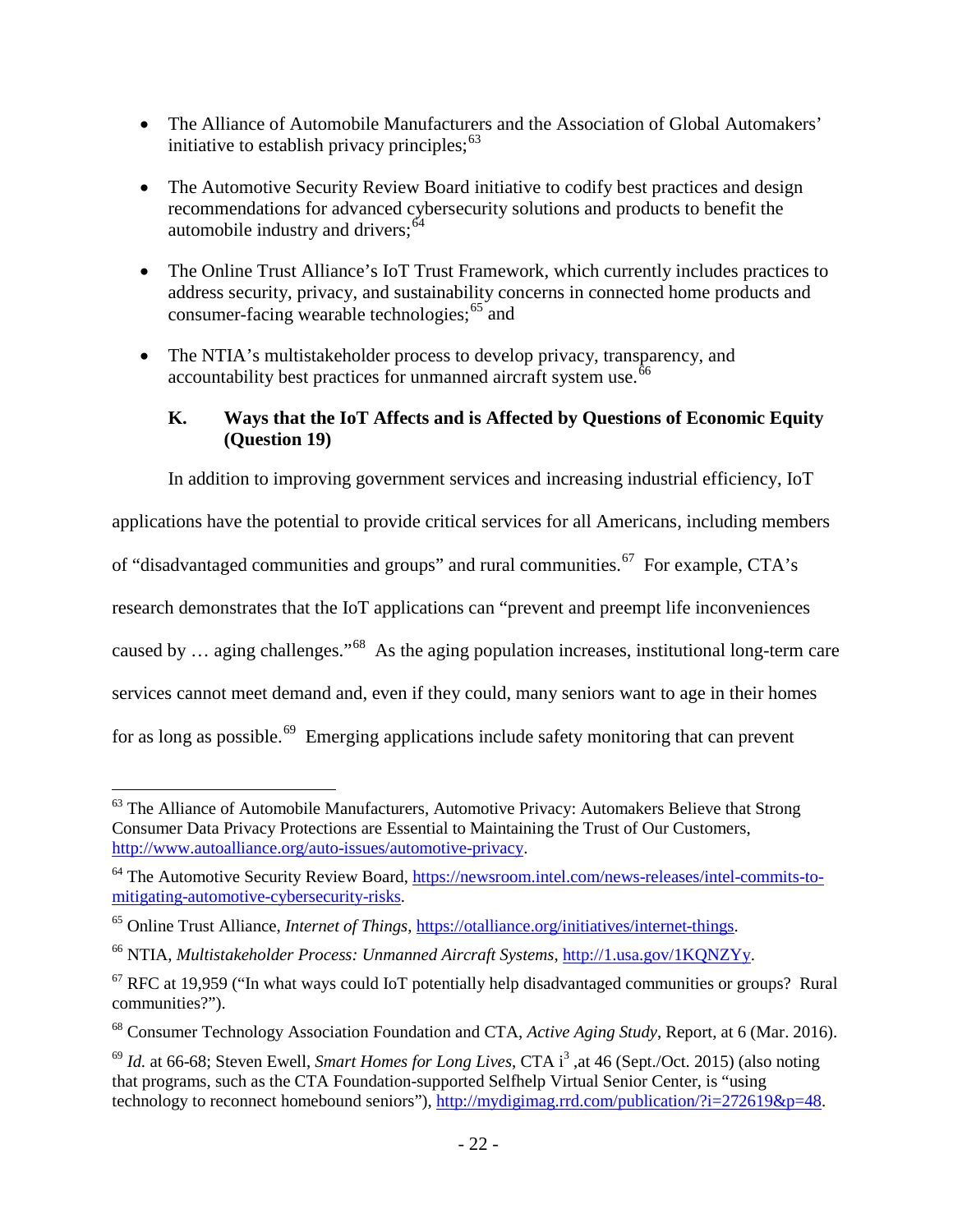- The Alliance of Automobile Manufacturers and the Association of Global Automakers' initiative to establish privacy principles;[63]

- The Automotive Security Review Board initiative to codify best practices and design recommendations for advanced cybersecurity solutions and products to benefit the automobile industry and drivers;[64]

- The Online Trust Alliance's IoT Trust Framework, which currently includes practices to address security, privacy, and sustainability concerns in connected home products and consumer-facing wearable technologies;[65] and

- The NTIA's multistakeholder process to develop privacy, transparency, and accountability best practices for unmanned aircraft system use.[66]

### K. Ways that the IoT Affects and is Affected by Questions of Economic Equity (Question 19)

In addition to improving government services and increasing industrial efficiency, IoT applications have the potential to provide critical services for all Americans, including members of "disadvantaged communities and groups" and rural communities.[67] For example, CTA's research demonstrates that the IoT applications can "prevent and preempt life inconveniences caused by … aging challenges."[68] As the aging population increases, institutional long-term care services cannot meet demand and, even if they could, many seniors want to age in their homes for as long as possible.[69] Emerging applications include safety monitoring that can prevent

---

[63] The Alliance of Automobile Manufacturers, Automotive Privacy: Automakers Believe that Strong Consumer Data Privacy Protections are Essential to Maintaining the Trust of Our Customers, http://www.autoalliance.org/auto-issues/automotive-privacy.

[64] The Automotive Security Review Board, https://newsroom.intel.com/news-releases/intel-commits-to-mitigating-automotive-cybersecurity-risks.

[65] Online Trust Alliance, *Internet of Things*, https://otalliance.org/initiatives/internet-things.

[66] NTIA, *Multistakeholder Process: Unmanned Aircraft Systems*, http://1.usa.gov/1KQNZYy.

[67] RFC at 19,959 ("In what ways could IoT potentially help disadvantaged communities or groups? Rural communities?").

[68] Consumer Technology Association Foundation and CTA, *Active Aging Study*, Report, at 6 (Mar. 2016).

[69] *Id.* at 66-68; Steven Ewell, *Smart Homes for Long Lives*, CTA i[3] ,at 46 (Sept./Oct. 2015) (also noting that programs, such as the CTA Foundation-supported Selfhelp Virtual Senior Center, is "using technology to reconnect homebound seniors"), http://mydigimag.rrd.com/publication/?i=272619&p=48.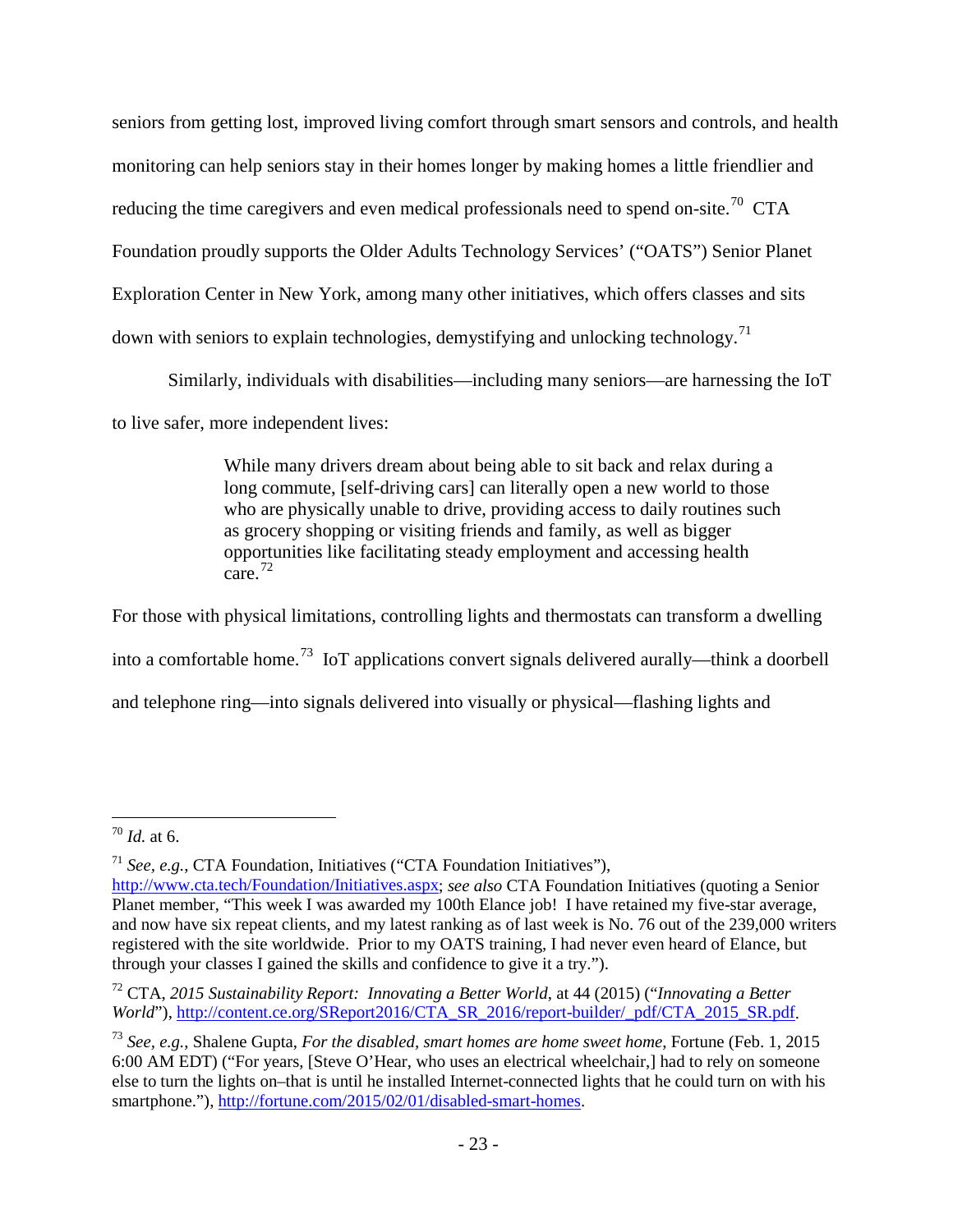seniors from getting lost, improved living comfort through smart sensors and controls, and health monitoring can help seniors stay in their homes longer by making homes a little friendlier and reducing the time caregivers and even medical professionals need to spend on-site.[70] CTA Foundation proudly supports the Older Adults Technology Services' ("OATS") Senior Planet Exploration Center in New York, among many other initiatives, which offers classes and sits down with seniors to explain technologies, demystifying and unlocking technology.[71]

Similarly, individuals with disabilities—including many seniors—are harnessing the IoT to live safer, more independent lives:

> While many drivers dream about being able to sit back and relax during a long commute, [self-driving cars] can literally open a new world to those who are physically unable to drive, providing access to daily routines such as grocery shopping or visiting friends and family, as well as bigger opportunities like facilitating steady employment and accessing health care.[72]

For those with physical limitations, controlling lights and thermostats can transform a dwelling into a comfortable home.[73] IoT applications convert signals delivered aurally—think a doorbell and telephone ring—into signals delivered into visually or physical—flashing lights and

---

[70] *Id.* at 6.

[71] *See, e.g.*, CTA Foundation, Initiatives ("CTA Foundation Initiatives"), http://www.cta.tech/Foundation/Initiatives.aspx; *see also* CTA Foundation Initiatives (quoting a Senior Planet member, "This week I was awarded my 100th Elance job! I have retained my five-star average, and now have six repeat clients, and my latest ranking as of last week is No. 76 out of the 239,000 writers registered with the site worldwide. Prior to my OATS training, I had never even heard of Elance, but through your classes I gained the skills and confidence to give it a try.").

[72] CTA, *2015 Sustainability Report: Innovating a Better World*, at 44 (2015) ("*Innovating a Better World*"), http://content.ce.org/SReport2016/CTA_SR_2016/report-builder/_pdf/CTA_2015_SR.pdf.

[73] *See, e.g.*, Shalene Gupta, *For the disabled, smart homes are home sweet home*, Fortune (Feb. 1, 2015 6:00 AM EDT) ("For years, [Steve O'Hear, who uses an electrical wheelchair,] had to rely on someone else to turn the lights on–that is until he installed Internet-connected lights that he could turn on with his smartphone."), http://fortune.com/2015/02/01/disabled-smart-homes.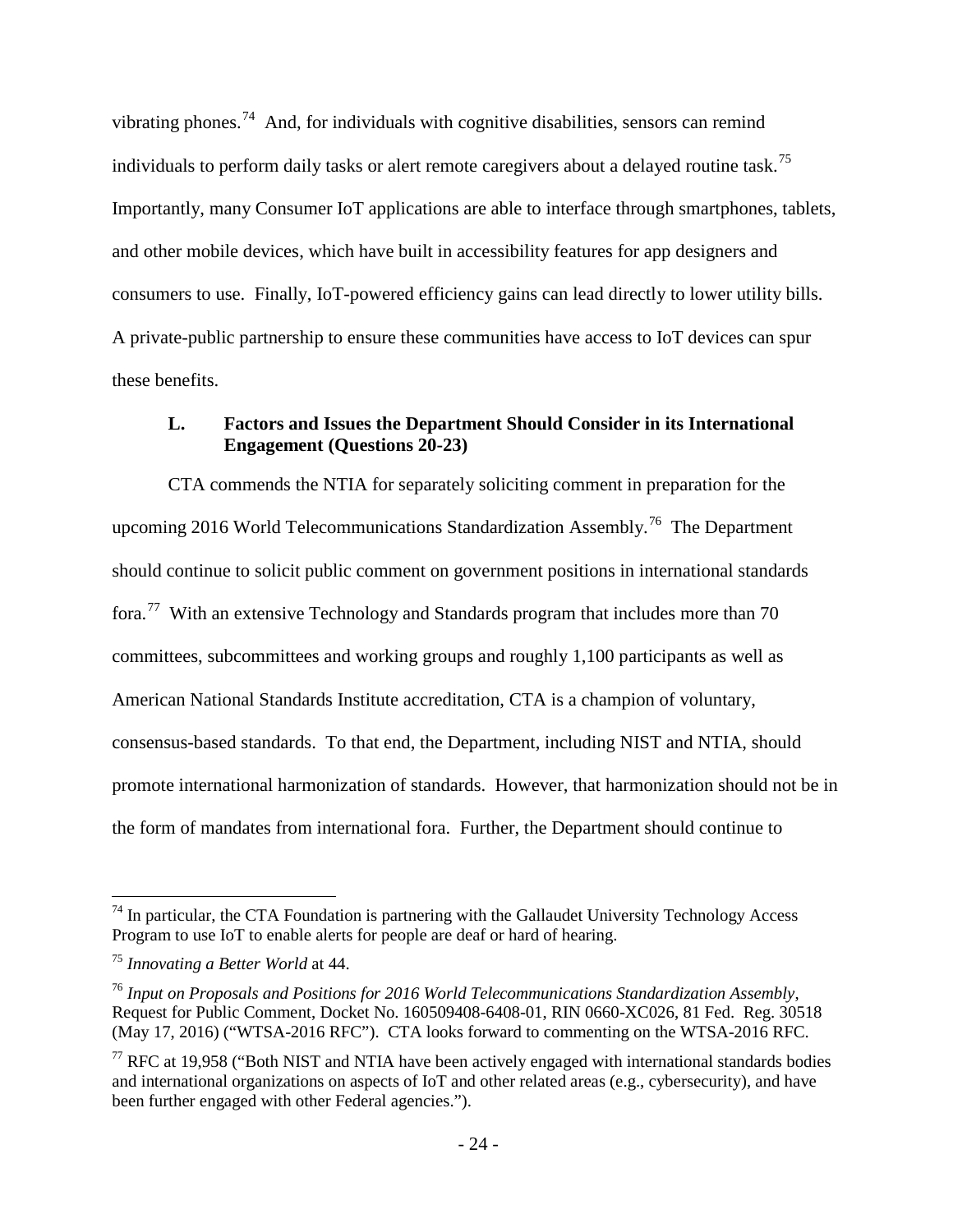vibrating phones.[74] And, for individuals with cognitive disabilities, sensors can remind individuals to perform daily tasks or alert remote caregivers about a delayed routine task.[75] Importantly, many Consumer IoT applications are able to interface through smartphones, tablets, and other mobile devices, which have built in accessibility features for app designers and consumers to use. Finally, IoT-powered efficiency gains can lead directly to lower utility bills. A private-public partnership to ensure these communities have access to IoT devices can spur these benefits.

### L. Factors and Issues the Department Should Consider in its International Engagement (Questions 20-23)

CTA commends the NTIA for separately soliciting comment in preparation for the upcoming 2016 World Telecommunications Standardization Assembly.[76] The Department should continue to solicit public comment on government positions in international standards fora.[77] With an extensive Technology and Standards program that includes more than 70 committees, subcommittees and working groups and roughly 1,100 participants as well as American National Standards Institute accreditation, CTA is a champion of voluntary, consensus-based standards. To that end, the Department, including NIST and NTIA, should promote international harmonization of standards. However, that harmonization should not be in the form of mandates from international fora. Further, the Department should continue to

---

[74] In particular, the CTA Foundation is partnering with the Gallaudet University Technology Access Program to use IoT to enable alerts for people are deaf or hard of hearing.

[75] *Innovating a Better World* at 44.

[76] *Input on Proposals and Positions for 2016 World Telecommunications Standardization Assembly*, Request for Public Comment, Docket No. 160509408-6408-01, RIN 0660-XC026, 81 Fed. Reg. 30518 (May 17, 2016) ("WTSA-2016 RFC"). CTA looks forward to commenting on the WTSA-2016 RFC.

[77] RFC at 19,958 ("Both NIST and NTIA have been actively engaged with international standards bodies and international organizations on aspects of IoT and other related areas (e.g., cybersecurity), and have been further engaged with other Federal agencies.").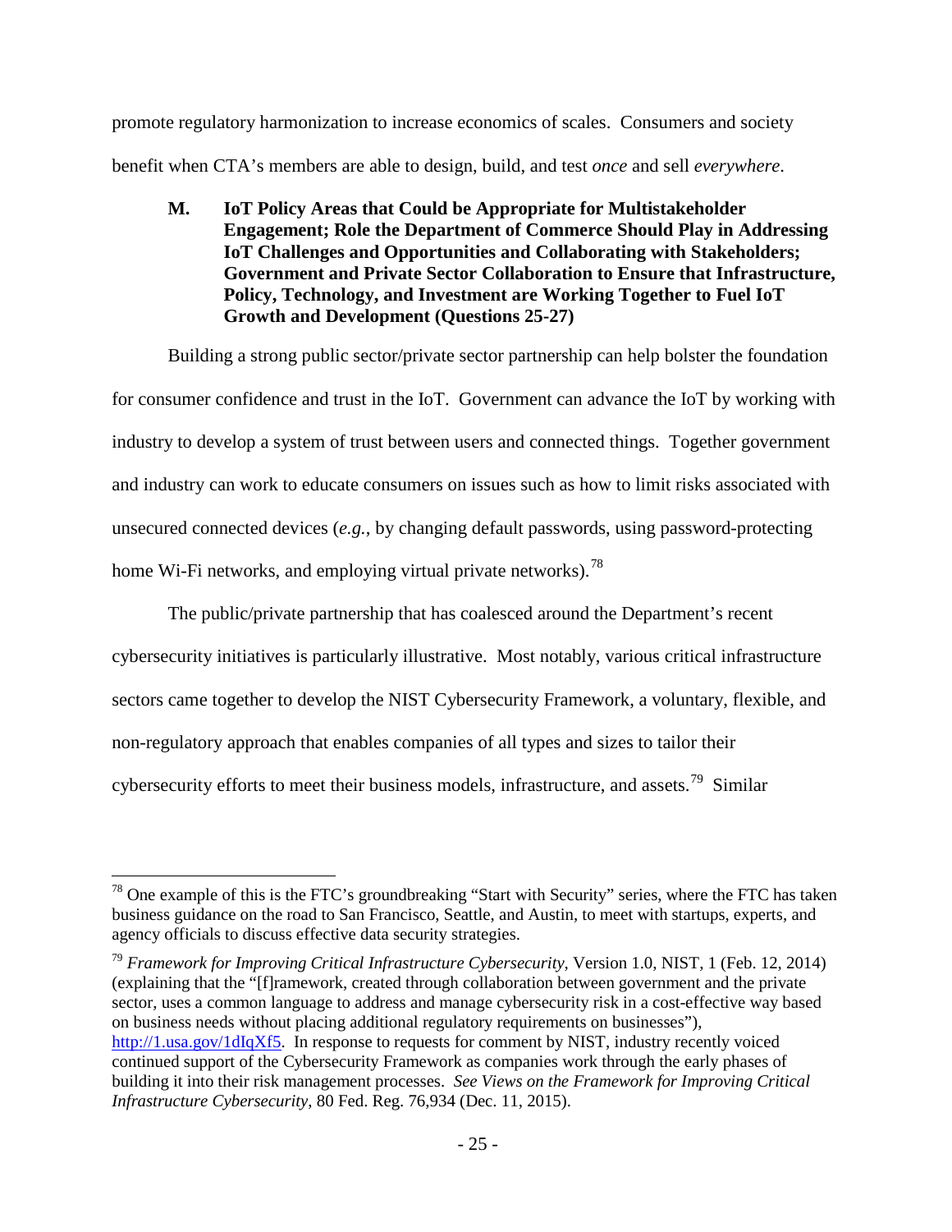promote regulatory harmonization to increase economics of scales. Consumers and society benefit when CTA's members are able to design, build, and test *once* and sell *everywhere*.

### M. IoT Policy Areas that Could be Appropriate for Multistakeholder Engagement; Role the Department of Commerce Should Play in Addressing IoT Challenges and Opportunities and Collaborating with Stakeholders; Government and Private Sector Collaboration to Ensure that Infrastructure, Policy, Technology, and Investment are Working Together to Fuel IoT Growth and Development (Questions 25-27)

Building a strong public sector/private sector partnership can help bolster the foundation for consumer confidence and trust in the IoT. Government can advance the IoT by working with industry to develop a system of trust between users and connected things. Together government and industry can work to educate consumers on issues such as how to limit risks associated with unsecured connected devices (*e.g.*, by changing default passwords, using password-protecting home Wi-Fi networks, and employing virtual private networks).[78]

The public/private partnership that has coalesced around the Department's recent cybersecurity initiatives is particularly illustrative. Most notably, various critical infrastructure sectors came together to develop the NIST Cybersecurity Framework, a voluntary, flexible, and non-regulatory approach that enables companies of all types and sizes to tailor their cybersecurity efforts to meet their business models, infrastructure, and assets.[79] Similar

---

[78] One example of this is the FTC's groundbreaking "Start with Security" series, where the FTC has taken business guidance on the road to San Francisco, Seattle, and Austin, to meet with startups, experts, and agency officials to discuss effective data security strategies.

[79] *Framework for Improving Critical Infrastructure Cybersecurity*, Version 1.0, NIST, 1 (Feb. 12, 2014) (explaining that the "[f]ramework, created through collaboration between government and the private sector, uses a common language to address and manage cybersecurity risk in a cost-effective way based on business needs without placing additional regulatory requirements on businesses"), http://1.usa.gov/1dIqXf5. In response to requests for comment by NIST, industry recently voiced continued support of the Cybersecurity Framework as companies work through the early phases of building it into their risk management processes. *See Views on the Framework for Improving Critical Infrastructure Cybersecurity*, 80 Fed. Reg. 76,934 (Dec. 11, 2015).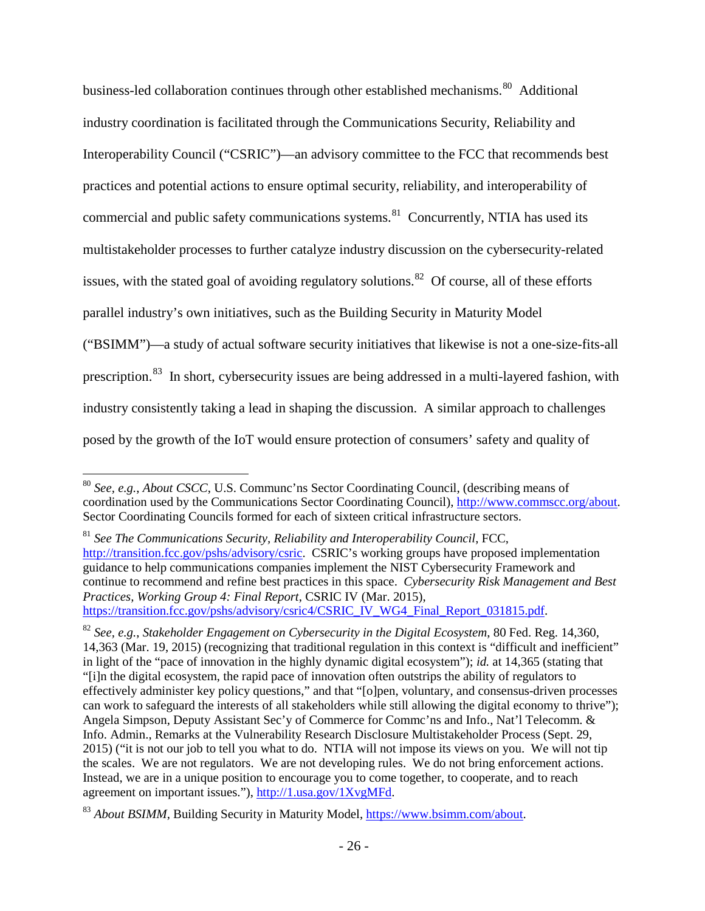business-led collaboration continues through other established mechanisms.[80] Additional industry coordination is facilitated through the Communications Security, Reliability and Interoperability Council ("CSRIC")—an advisory committee to the FCC that recommends best practices and potential actions to ensure optimal security, reliability, and interoperability of commercial and public safety communications systems.[81] Concurrently, NTIA has used its multistakeholder processes to further catalyze industry discussion on the cybersecurity-related issues, with the stated goal of avoiding regulatory solutions.[82] Of course, all of these efforts parallel industry's own initiatives, such as the Building Security in Maturity Model ("BSIMM")—a study of actual software security initiatives that likewise is not a one-size-fits-all prescription.[83] In short, cybersecurity issues are being addressed in a multi-layered fashion, with industry consistently taking a lead in shaping the discussion. A similar approach to challenges posed by the growth of the IoT would ensure protection of consumers' safety and quality of

---

[80] *See, e.g.*, *About CSCC*, U.S. Communc'ns Sector Coordinating Council, (describing means of coordination used by the Communications Sector Coordinating Council), http://www.commscc.org/about. Sector Coordinating Councils formed for each of sixteen critical infrastructure sectors.

[81] *See The Communications Security, Reliability and Interoperability Council*, FCC, http://transition.fcc.gov/pshs/advisory/csric. CSRIC's working groups have proposed implementation guidance to help communications companies implement the NIST Cybersecurity Framework and continue to recommend and refine best practices in this space. *Cybersecurity Risk Management and Best Practices, Working Group 4: Final Report*, CSRIC IV (Mar. 2015), https://transition.fcc.gov/pshs/advisory/csric4/CSRIC_IV_WG4_Final_Report_031815.pdf.

[82] *See, e.g.*, *Stakeholder Engagement on Cybersecurity in the Digital Ecosystem*, 80 Fed. Reg. 14,360, 14,363 (Mar. 19, 2015) (recognizing that traditional regulation in this context is "difficult and inefficient" in light of the "pace of innovation in the highly dynamic digital ecosystem"); *id.* at 14,365 (stating that "[i]n the digital ecosystem, the rapid pace of innovation often outstrips the ability of regulators to effectively administer key policy questions," and that "[o]pen, voluntary, and consensus-driven processes can work to safeguard the interests of all stakeholders while still allowing the digital economy to thrive"); Angela Simpson, Deputy Assistant Sec'y of Commerce for Commc'ns and Info., Nat'l Telecomm. & Info. Admin., Remarks at the Vulnerability Research Disclosure Multistakeholder Process (Sept. 29, 2015) ("it is not our job to tell you what to do. NTIA will not impose its views on you. We will not tip the scales. We are not regulators. We are not developing rules. We do not bring enforcement actions. Instead, we are in a unique position to encourage you to come together, to cooperate, and to reach agreement on important issues."), http://1.usa.gov/1XvgMFd.

[83] *About BSIMM*, Building Security in Maturity Model, https://www.bsimm.com/about.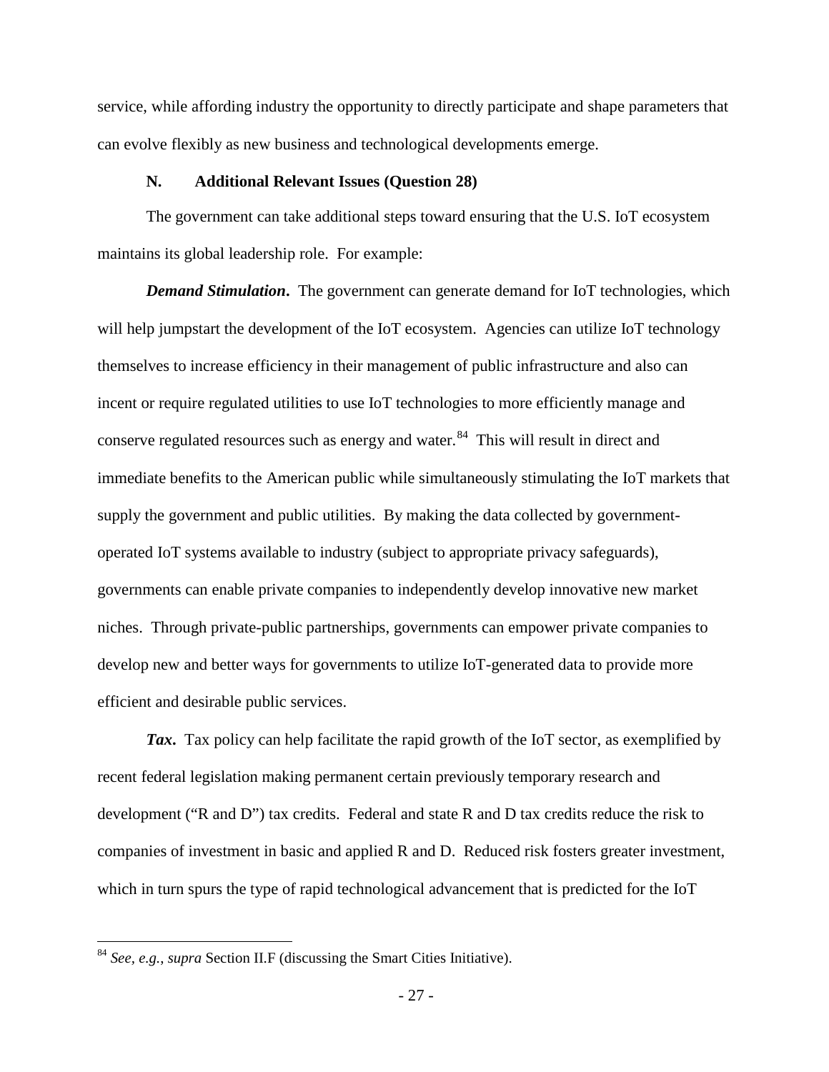service, while affording industry the opportunity to directly participate and shape parameters that can evolve flexibly as new business and technological developments emerge.

### N. Additional Relevant Issues (Question 28)

The government can take additional steps toward ensuring that the U.S. IoT ecosystem maintains its global leadership role. For example:

***Demand Stimulation*.** The government can generate demand for IoT technologies, which will help jumpstart the development of the IoT ecosystem. Agencies can utilize IoT technology themselves to increase efficiency in their management of public infrastructure and also can incent or require regulated utilities to use IoT technologies to more efficiently manage and conserve regulated resources such as energy and water.[84] This will result in direct and immediate benefits to the American public while simultaneously stimulating the IoT markets that supply the government and public utilities. By making the data collected by government-operated IoT systems available to industry (subject to appropriate privacy safeguards), governments can enable private companies to independently develop innovative new market niches. Through private-public partnerships, governments can empower private companies to develop new and better ways for governments to utilize IoT-generated data to provide more efficient and desirable public services.

***Tax*.** Tax policy can help facilitate the rapid growth of the IoT sector, as exemplified by recent federal legislation making permanent certain previously temporary research and development ("R and D") tax credits. Federal and state R and D tax credits reduce the risk to companies of investment in basic and applied R and D. Reduced risk fosters greater investment, which in turn spurs the type of rapid technological advancement that is predicted for the IoT

---

[84] *See, e.g.*, *supra* Section II.F (discussing the Smart Cities Initiative).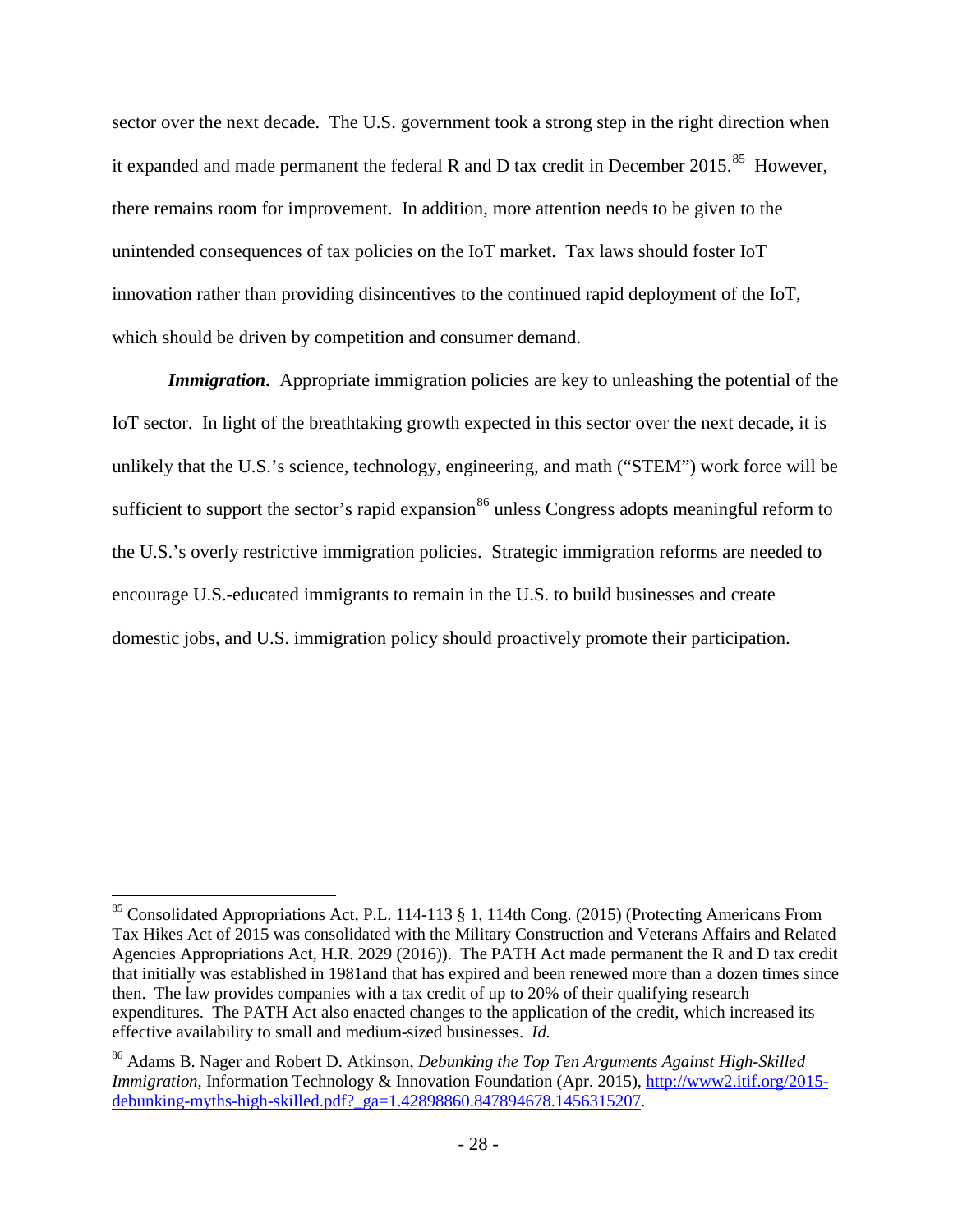sector over the next decade. The U.S. government took a strong step in the right direction when it expanded and made permanent the federal R and D tax credit in December 2015.[85] However, there remains room for improvement. In addition, more attention needs to be given to the unintended consequences of tax policies on the IoT market. Tax laws should foster IoT innovation rather than providing disincentives to the continued rapid deployment of the IoT, which should be driven by competition and consumer demand.

***Immigration*.** Appropriate immigration policies are key to unleashing the potential of the IoT sector. In light of the breathtaking growth expected in this sector over the next decade, it is unlikely that the U.S.'s science, technology, engineering, and math ("STEM") work force will be sufficient to support the sector's rapid expansion[86] unless Congress adopts meaningful reform to the U.S.'s overly restrictive immigration policies. Strategic immigration reforms are needed to encourage U.S.-educated immigrants to remain in the U.S. to build businesses and create domestic jobs, and U.S. immigration policy should proactively promote their participation.

---

[85] Consolidated Appropriations Act, P.L. 114-113 § 1, 114th Cong. (2015) (Protecting Americans From Tax Hikes Act of 2015 was consolidated with the Military Construction and Veterans Affairs and Related Agencies Appropriations Act, H.R. 2029 (2016)). The PATH Act made permanent the R and D tax credit that initially was established in 1981and that has expired and been renewed more than a dozen times since then. The law provides companies with a tax credit of up to 20% of their qualifying research expenditures. The PATH Act also enacted changes to the application of the credit, which increased its effective availability to small and medium-sized businesses. *Id.*

[86] Adams B. Nager and Robert D. Atkinson, *Debunking the Top Ten Arguments Against High-Skilled Immigration*, Information Technology & Innovation Foundation (Apr. 2015), http://www2.itif.org/2015-debunking-myths-high-skilled.pdf?_ga=1.42898860.847894678.1456315207.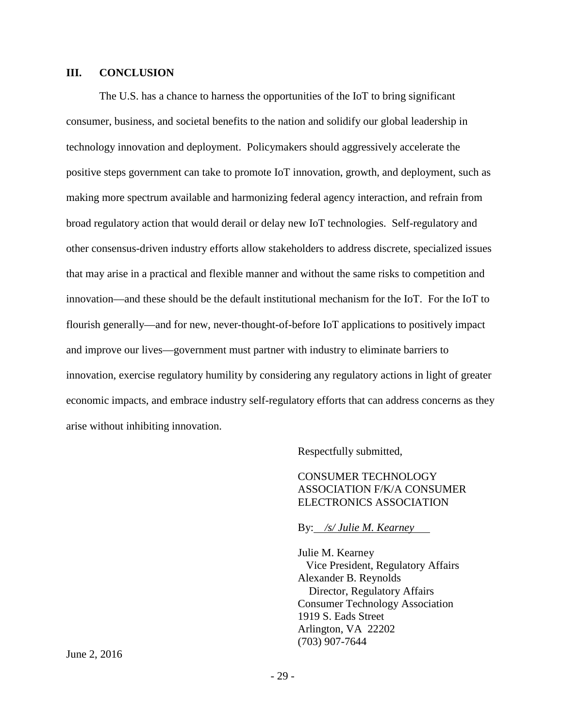## III. CONCLUSION

The U.S. has a chance to harness the opportunities of the IoT to bring significant consumer, business, and societal benefits to the nation and solidify our global leadership in technology innovation and deployment. Policymakers should aggressively accelerate the positive steps government can take to promote IoT innovation, growth, and deployment, such as making more spectrum available and harmonizing federal agency interaction, and refrain from broad regulatory action that would derail or delay new IoT technologies. Self-regulatory and other consensus-driven industry efforts allow stakeholders to address discrete, specialized issues that may arise in a practical and flexible manner and without the same risks to competition and innovation—and these should be the default institutional mechanism for the IoT. For the IoT to flourish generally—and for new, never-thought-of-before IoT applications to positively impact and improve our lives—government must partner with industry to eliminate barriers to innovation, exercise regulatory humility by considering any regulatory actions in light of greater economic impacts, and embrace industry self-regulatory efforts that can address concerns as they arise without inhibiting innovation.

Respectfully submitted,

CONSUMER TECHNOLOGY ASSOCIATION F/K/A CONSUMER ELECTRONICS ASSOCIATION

By: *_/s/ Julie M. Kearney_*

Julie M. Kearney
Vice President, Regulatory Affairs
Alexander B. Reynolds
Director, Regulatory Affairs
Consumer Technology Association
1919 S. Eads Street
Arlington, VA 22202
(703) 907-7644

June 2, 2016